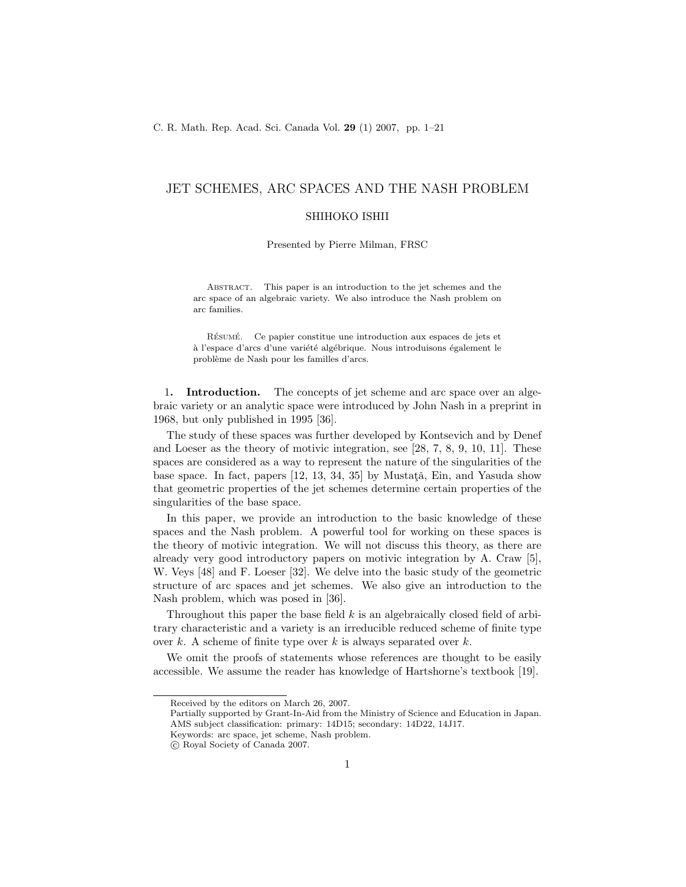# JET SCHEMES, ARC SPACES AND THE NASH PROBLEM

SHIHOKO ISHII

Presented by Pierre Milman, FRSC

ABSTRACT. This paper is an introduction to the jet schemes and the arc space of an algebraic variety. We also introduce the Nash problem on arc families.

RÉSUMÉ. Ce papier constitue une introduction aux espaces de jets et à l'espace d'arcs d'une variété algébrique. Nous introduisons également le problème de Nash pour les familles d'arcs.

**1. Introduction.** The concepts of jet scheme and arc space over an algebraic variety or an analytic space were introduced by John Nash in a preprint in 1968, but only published in 1995 [36].

The study of these spaces was further developed by Kontsevich and by Denef and Loeser as the theory of motivic integration, see [28, 7, 8, 9, 10, 11]. These spaces are considered as a way to represent the nature of the singularities of the base space. In fact, papers [12, 13, 34, 35] by Mustaţă, Ein, and Yasuda show that geometric properties of the jet schemes determine certain properties of the singularities of the base space.

In this paper, we provide an introduction to the basic knowledge of these spaces and the Nash problem. A powerful tool for working on these spaces is the theory of motivic integration. We will not discuss this theory, as there are already very good introductory papers on motivic integration by A. Craw [5], W. Veys [48] and F. Loeser [32]. We delve into the basic study of the geometric structure of arc spaces and jet schemes. We also give an introduction to the Nash problem, which was posed in [36].

Throughout this paper the base field $k$ is an algebraically closed field of arbitrary characteristic and a variety is an irreducible reduced scheme of finite type over $k$. A scheme of finite type over $k$ is always separated over $k$.

We omit the proofs of statements whose references are thought to be easily accessible. We assume the reader has knowledge of Hartshorne's textbook [19].

Received by the editors on March 26, 2007.
Partially supported by Grant-In-Aid from the Ministry of Science and Education in Japan.
AMS subject classification: primary: 14D15; secondary: 14D22, 14J17.
Keywords: arc space, jet scheme, Nash problem.
© Royal Society of Canada 2007.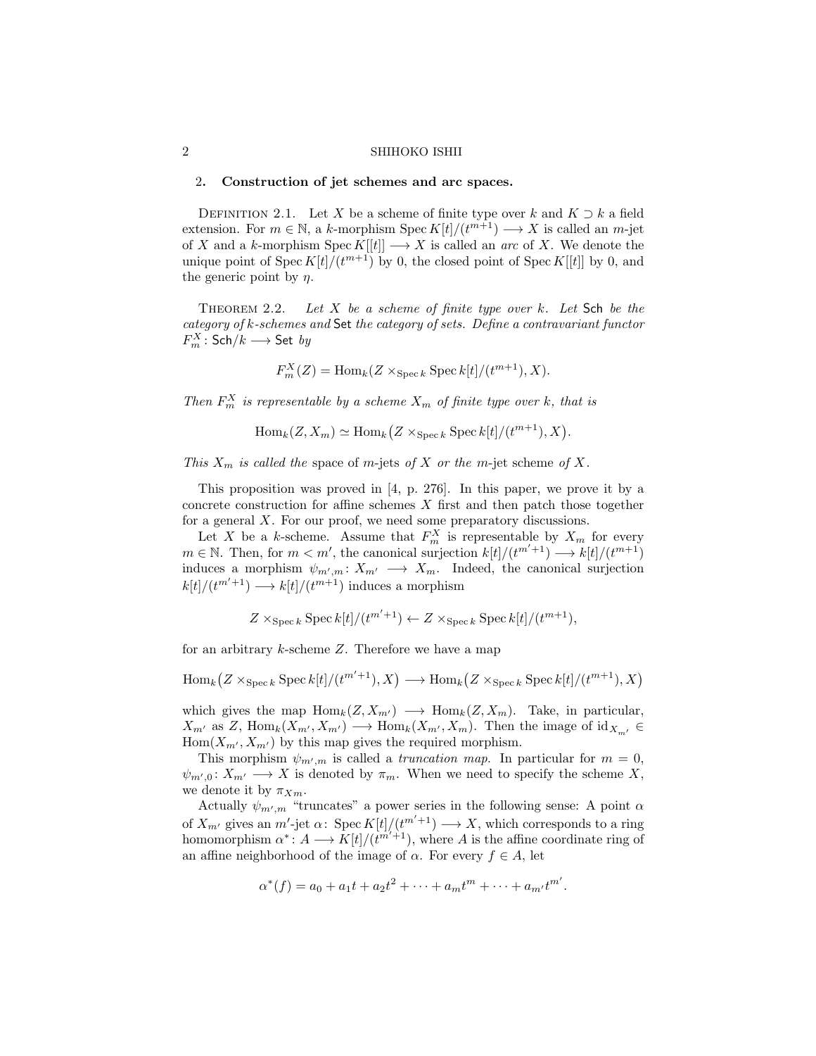## 2. Construction of jet schemes and arc spaces.

Definition 2.1. Let $X$ be a scheme of finite type over $k$ and $K \supset k$ a field extension. For $m \in \mathbb{N}$, a $k$-morphism $\operatorname{Spec} K[t]/(t^{m+1}) \longrightarrow X$ is called an $m$-jet of $X$ and a $k$-morphism $\operatorname{Spec} K[[t]] \longrightarrow X$ is called an *arc* of $X$. We denote the unique point of $\operatorname{Spec} K[t]/(t^{m+1})$ by 0, the closed point of $\operatorname{Spec} K[[t]]$ by 0, and the generic point by $\eta$.

Theorem 2.2. *Let $X$ be a scheme of finite type over $k$. Let* $\mathsf{Sch}$ *be the category of $k$-schemes and* $\mathsf{Set}$ *the category of sets. Define a contravariant functor $F_m^X \colon \mathsf{Sch}/k \longrightarrow \mathsf{Set}$ by*

$$F_m^X(Z) = \operatorname{Hom}_k(Z \times_{\operatorname{Spec} k} \operatorname{Spec} k[t]/(t^{m+1}), X).$$

*Then $F_m^X$ is representable by a scheme $X_m$ of finite type over $k$, that is*

$$\operatorname{Hom}_k(Z, X_m) \simeq \operatorname{Hom}_k\big(Z \times_{\operatorname{Spec} k} \operatorname{Spec} k[t]/(t^{m+1}), X\big).$$

*This $X_m$ is called the* space of $m$-jets *of $X$ or the $m$-jet scheme of $X$.*

This proposition was proved in [4, p. 276]. In this paper, we prove it by a concrete construction for affine schemes $X$ first and then patch those together for a general $X$. For our proof, we need some preparatory discussions.

Let $X$ be a $k$-scheme. Assume that $F_m^X$ is representable by $X_m$ for every $m \in \mathbb{N}$. Then, for $m < m'$, the canonical surjection $k[t]/(t^{m'+1}) \longrightarrow k[t]/(t^{m+1})$ induces a morphism $\psi_{m',m} \colon X_{m'} \longrightarrow X_m$. Indeed, the canonical surjection $k[t]/(t^{m'+1}) \longrightarrow k[t]/(t^{m+1})$ induces a morphism

$$Z \times_{\operatorname{Spec} k} \operatorname{Spec} k[t]/(t^{m'+1}) \leftarrow Z \times_{\operatorname{Spec} k} \operatorname{Spec} k[t]/(t^{m+1}),$$

for an arbitrary $k$-scheme $Z$. Therefore we have a map

$$\operatorname{Hom}_k\big(Z \times_{\operatorname{Spec} k} \operatorname{Spec} k[t]/(t^{m'+1}), X\big) \longrightarrow \operatorname{Hom}_k\big(Z \times_{\operatorname{Spec} k} \operatorname{Spec} k[t]/(t^{m+1}), X\big)$$

which gives the map $\operatorname{Hom}_k(Z, X_{m'}) \longrightarrow \operatorname{Hom}_k(Z, X_m)$. Take, in particular, $X_{m'}$ as $Z$, $\operatorname{Hom}_k(X_{m'}, X_{m'}) \longrightarrow \operatorname{Hom}_k(X_{m'}, X_m)$. Then the image of $\mathrm{id}_{X_{m'}} \in \operatorname{Hom}(X_{m'}, X_{m'})$ by this map gives the required morphism.

This morphism $\psi_{m',m}$ is called a *truncation map*. In particular for $m = 0$, $\psi_{m',0} \colon X_{m'} \longrightarrow X$ is denoted by $\pi_m$. When we need to specify the scheme $X$, we denote it by $\pi_{Xm}$.

Actually $\psi_{m',m}$ "truncates" a power series in the following sense: A point $\alpha$ of $X_{m'}$ gives an $m'$-jet $\alpha \colon \operatorname{Spec} K[t]/(t^{m'+1}) \longrightarrow X$, which corresponds to a ring homomorphism $\alpha^* \colon A \longrightarrow K[t]/(t^{m'+1})$, where $A$ is the affine coordinate ring of an affine neighborhood of the image of $\alpha$. For every $f \in A$, let

$$\alpha^*(f) = a_0 + a_1 t + a_2 t^2 + \cdots + a_m t^m + \cdots + a_{m'} t^{m'}.$$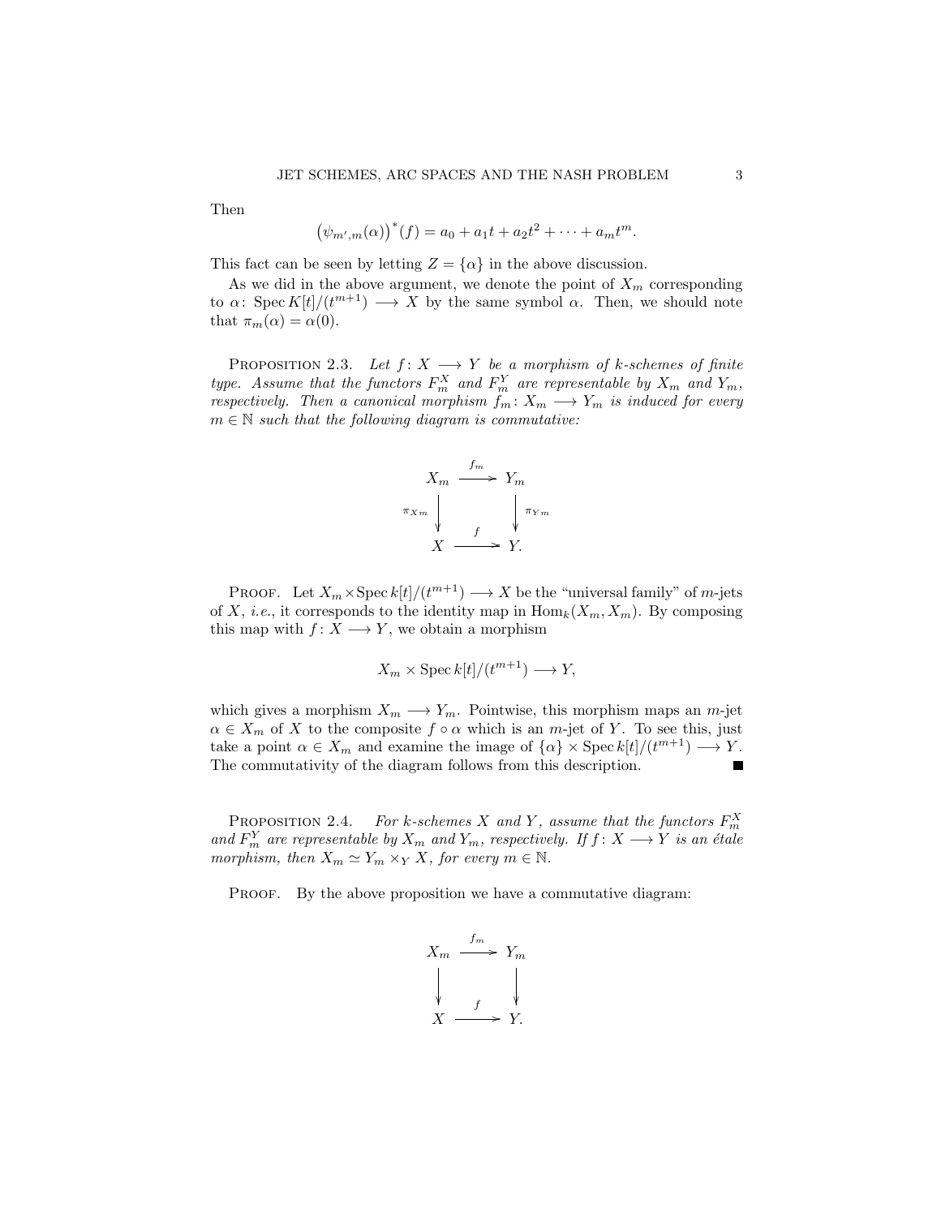Then

$$\left(\psi_{m',m}(\alpha)\right)^*(f) = a_0 + a_1 t + a_2 t^2 + \cdots + a_m t^m.$$

This fact can be seen by letting $Z = \{\alpha\}$ in the above discussion.

As we did in the above argument, we denote the point of $X_m$ corresponding to $\alpha\colon \operatorname{Spec} K[t]/(t^{m+1}) \longrightarrow X$ by the same symbol $\alpha$. Then, we should note that $\pi_m(\alpha) = \alpha(0)$.

PROPOSITION 2.3. *Let $f\colon X \longrightarrow Y$ be a morphism of $k$-schemes of finite type. Assume that the functors $F_m^X$ and $F_m^Y$ are representable by $X_m$ and $Y_m$, respectively. Then a canonical morphism $f_m\colon X_m \longrightarrow Y_m$ is induced for every $m \in \mathbb{N}$ such that the following diagram is commutative:*

$$\begin{array}{ccc} X_m & \xrightarrow{f_m} & Y_m \\ {\scriptstyle \pi_{X m}}\downarrow & & \downarrow{\scriptstyle \pi_{Y m}} \\ X & \xrightarrow{f} & Y. \end{array}$$

PROOF. Let $X_m \times \operatorname{Spec} k[t]/(t^{m+1}) \longrightarrow X$ be the "universal family" of $m$-jets of $X$, *i.e.*, it corresponds to the identity map in $\operatorname{Hom}_k(X_m, X_m)$. By composing this map with $f\colon X \longrightarrow Y$, we obtain a morphism

$$X_m \times \operatorname{Spec} k[t]/(t^{m+1}) \longrightarrow Y,$$

which gives a morphism $X_m \longrightarrow Y_m$. Pointwise, this morphism maps an $m$-jet $\alpha \in X_m$ of $X$ to the composite $f \circ \alpha$ which is an $m$-jet of $Y$. To see this, just take a point $\alpha \in X_m$ and examine the image of $\{\alpha\} \times \operatorname{Spec} k[t]/(t^{m+1}) \longrightarrow Y$. The commutativity of the diagram follows from this description. ∎

PROPOSITION 2.4. *For $k$-schemes $X$ and $Y$, assume that the functors $F_m^X$ and $F_m^Y$ are representable by $X_m$ and $Y_m$, respectively. If $f\colon X \longrightarrow Y$ is an étale morphism, then $X_m \simeq Y_m \times_Y X$, for every $m \in \mathbb{N}$.*

PROOF. By the above proposition we have a commutative diagram:

$$\begin{array}{ccc} X_m & \xrightarrow{f_m} & Y_m \\ \downarrow & & \downarrow \\ X & \xrightarrow{f} & Y. \end{array}$$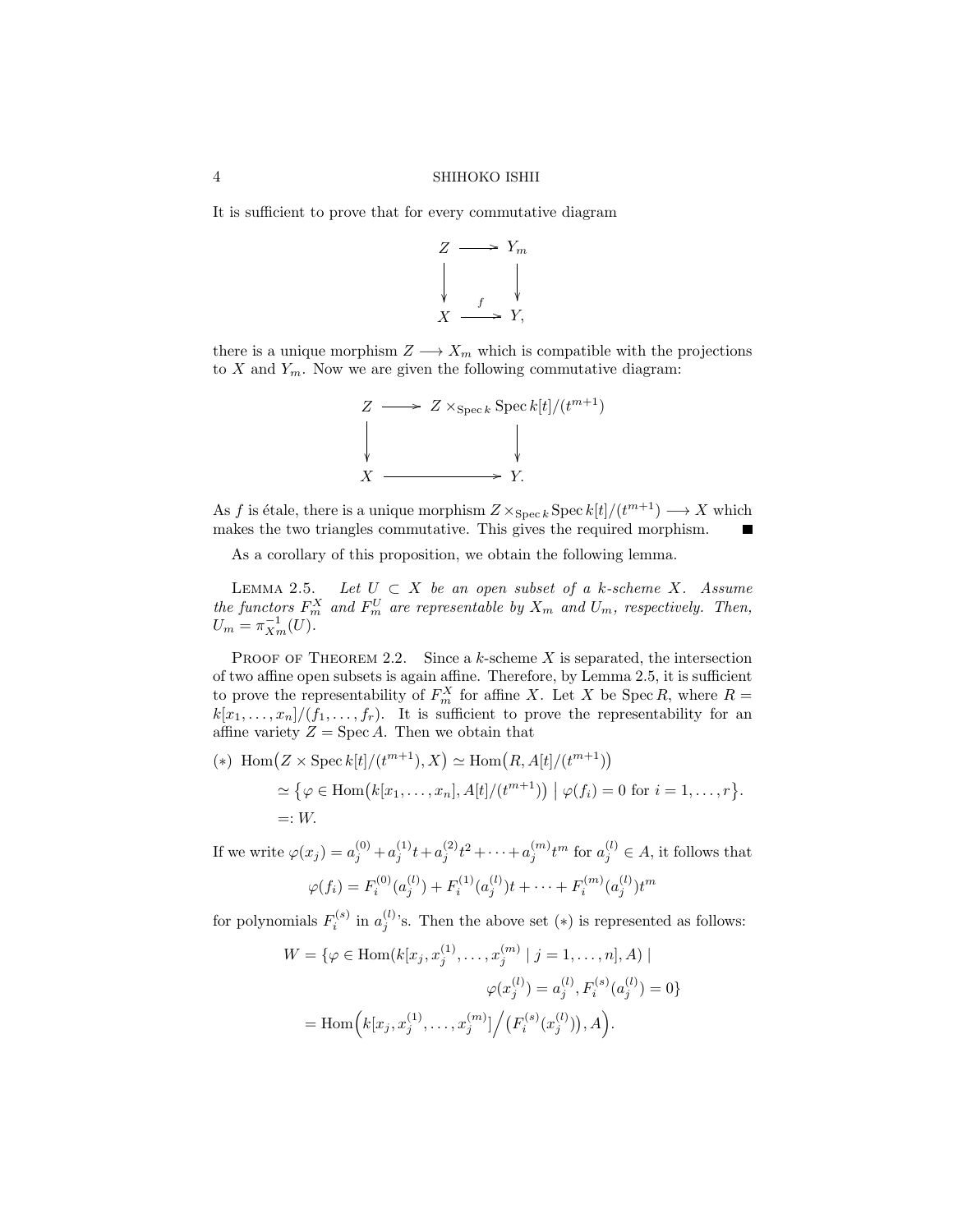It is sufficient to prove that for every commutative diagram

$$\begin{array}{ccc} Z & \longrightarrow & Y_m \\ \downarrow & & \downarrow \\ X & \xrightarrow{f} & Y, \end{array}$$

there is a unique morphism $Z \longrightarrow X_m$ which is compatible with the projections to $X$ and $Y_m$. Now we are given the following commutative diagram:

$$\begin{array}{ccc} Z & \longrightarrow & Z \times_{\operatorname{Spec} k} \operatorname{Spec} k[t]/(t^{m+1}) \\ \downarrow & & \downarrow \\ X & \longrightarrow & Y. \end{array}$$

As $f$ is étale, there is a unique morphism $Z \times_{\operatorname{Spec} k} \operatorname{Spec} k[t]/(t^{m+1}) \longrightarrow X$ which makes the two triangles commutative. This gives the required morphism. ■

As a corollary of this proposition, we obtain the following lemma.

Lemma 2.5. *Let $U \subset X$ be an open subset of a $k$-scheme $X$. Assume the functors $F_m^X$ and $F_m^U$ are representable by $X_m$ and $U_m$, respectively. Then, $U_m = \pi_{Xm}^{-1}(U)$.*

Proof of Theorem 2.2. Since a $k$-scheme $X$ is separated, the intersection of two affine open subsets is again affine. Therefore, by Lemma 2.5, it is sufficient to prove the representability of $F_m^X$ for affine $X$. Let $X$ be $\operatorname{Spec} R$, where $R = k[x_1, \ldots, x_n]/(f_1, \ldots, f_r)$. It is sufficient to prove the representability for an affine variety $Z = \operatorname{Spec} A$. Then we obtain that

$$\begin{aligned}
(*)\quad \operatorname{Hom}\big(Z \times \operatorname{Spec} k[t]/(t^{m+1}), X\big) &\simeq \operatorname{Hom}\big(R, A[t]/(t^{m+1})\big) \\
&\simeq \big\{\varphi \in \operatorname{Hom}\big(k[x_1, \ldots, x_n], A[t]/(t^{m+1})\big) \;\big|\; \varphi(f_i) = 0 \text{ for } i = 1, \ldots, r\big\}. \\
&=: W.
\end{aligned}$$

If we write $\varphi(x_j) = a_j^{(0)} + a_j^{(1)}t + a_j^{(2)}t^2 + \cdots + a_j^{(m)}t^m$ for $a_j^{(l)} \in A$, it follows that

$$\varphi(f_i) = F_i^{(0)}(a_j^{(l)}) + F_i^{(1)}(a_j^{(l)})t + \cdots + F_i^{(m)}(a_j^{(l)})t^m$$

for polynomials $F_i^{(s)}$ in $a_j^{(l)}$'s. Then the above set $(*)$ is represented as follows:

$$\begin{aligned}
W &= \{\varphi \in \operatorname{Hom}(k[x_j, x_j^{(1)}, \ldots, x_j^{(m)} \mid j = 1, \ldots, n], A) \mid \\
&\qquad\qquad \varphi(x_j^{(l)}) = a_j^{(l)}, F_i^{(s)}(a_j^{(l)}) = 0\} \\
&= \operatorname{Hom}\Big(k[x_j, x_j^{(1)}, \ldots, x_j^{(m)}] \Big/ \big(F_i^{(s)}(x_j^{(l)})\big), A\Big).
\end{aligned}$$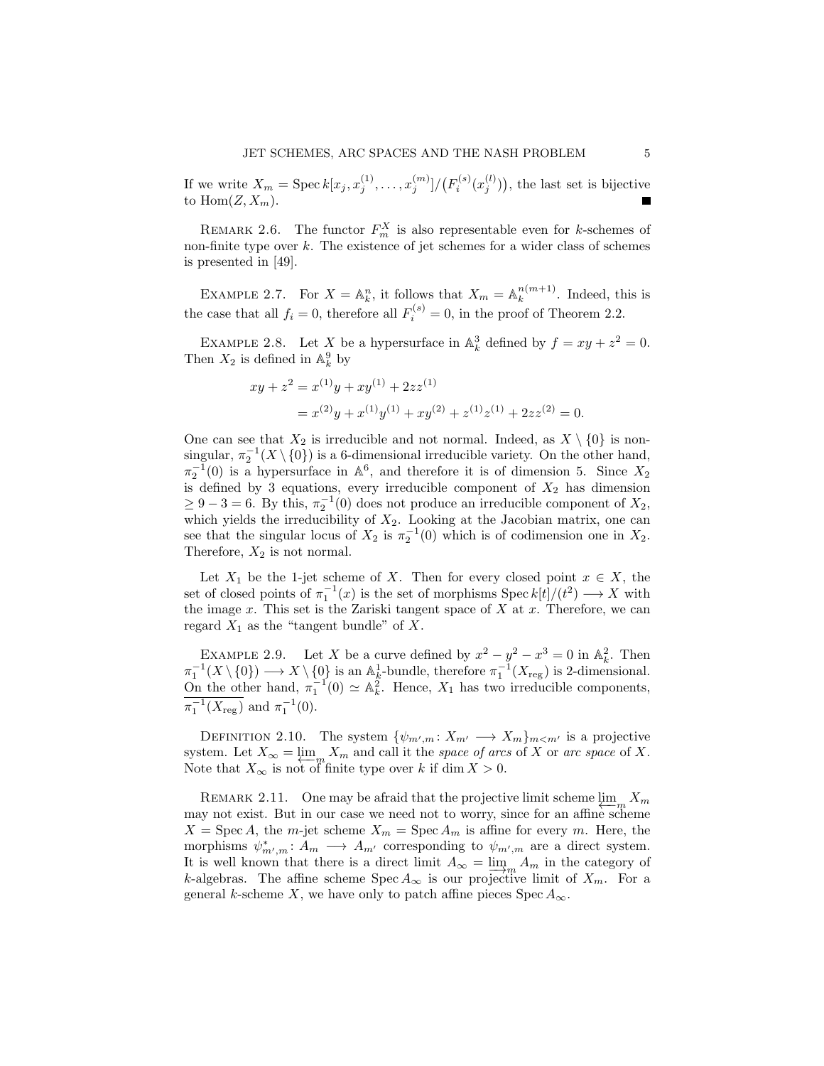If we write $X_m = \operatorname{Spec} k[x_j, x_j^{(1)}, \ldots, x_j^{(m)}]/\big(F_i^{(s)}(x_j^{(l)})\big)$, the last set is bijective to $\operatorname{Hom}(Z, X_m)$. ∎

Remark 2.6. The functor $F_m^X$ is also representable even for $k$-schemes of non-finite type over $k$. The existence of jet schemes for a wider class of schemes is presented in [49].

Example 2.7. For $X = \mathbb{A}_k^n$, it follows that $X_m = \mathbb{A}_k^{n(m+1)}$. Indeed, this is the case that all $f_i = 0$, therefore all $F_i^{(s)} = 0$, in the proof of Theorem 2.2.

Example 2.8. Let $X$ be a hypersurface in $\mathbb{A}_k^3$ defined by $f = xy + z^2 = 0$. Then $X_2$ is defined in $\mathbb{A}_k^9$ by

$$
\begin{aligned}
xy + z^2 &= x^{(1)}y + xy^{(1)} + 2zz^{(1)} \\
&= x^{(2)}y + x^{(1)}y^{(1)} + xy^{(2)} + z^{(1)}z^{(1)} + 2zz^{(2)} = 0.
\end{aligned}
$$

One can see that $X_2$ is irreducible and not normal. Indeed, as $X \setminus \{0\}$ is nonsingular, $\pi_2^{-1}(X \setminus \{0\})$ is a 6-dimensional irreducible variety. On the other hand, $\pi_2^{-1}(0)$ is a hypersurface in $\mathbb{A}^6$, and therefore it is of dimension 5. Since $X_2$ is defined by 3 equations, every irreducible component of $X_2$ has dimension $\geq 9 - 3 = 6$. By this, $\pi_2^{-1}(0)$ does not produce an irreducible component of $X_2$, which yields the irreducibility of $X_2$. Looking at the Jacobian matrix, one can see that the singular locus of $X_2$ is $\pi_2^{-1}(0)$ which is of codimension one in $X_2$. Therefore, $X_2$ is not normal.

Let $X_1$ be the 1-jet scheme of $X$. Then for every closed point $x \in X$, the set of closed points of $\pi_1^{-1}(x)$ is the set of morphisms $\operatorname{Spec} k[t]/(t^2) \longrightarrow X$ with the image $x$. This set is the Zariski tangent space of $X$ at $x$. Therefore, we can regard $X_1$ as the "tangent bundle" of $X$.

Example 2.9. Let $X$ be a curve defined by $x^2 - y^2 - x^3 = 0$ in $\mathbb{A}_k^2$. Then $\pi_1^{-1}(X \setminus \{0\}) \longrightarrow X \setminus \{0\}$ is an $\mathbb{A}_k^1$-bundle, therefore $\pi_1^{-1}(X_{\text{reg}})$ is 2-dimensional. On the other hand, $\pi_1^{-1}(0) \simeq \mathbb{A}_k^2$. Hence, $X_1$ has two irreducible components, $\overline{\pi_1^{-1}(X_{\text{reg}})}$ and $\pi_1^{-1}(0)$.

Definition 2.10. The system $\{\psi_{m',m} \colon X_{m'} \longrightarrow X_m\}_{m<m'}$ is a projective system. Let $X_\infty = \varprojlim_m X_m$ and call it the *space of arcs* of $X$ or *arc space* of $X$. Note that $X_\infty$ is not of finite type over $k$ if $\dim X > 0$.

Remark 2.11. One may be afraid that the projective limit scheme $\varprojlim_m X_m$ may not exist. But in our case we need not to worry, since for an affine scheme $X = \operatorname{Spec} A$, the $m$-jet scheme $X_m = \operatorname{Spec} A_m$ is affine for every $m$. Here, the morphisms $\psi_{m',m}^* \colon A_m \longrightarrow A_{m'}$ corresponding to $\psi_{m',m}$ are a direct system. It is well known that there is a direct limit $A_\infty = \varinjlim_m A_m$ in the category of $k$-algebras. The affine scheme $\operatorname{Spec} A_\infty$ is our projective limit of $X_m$. For a general $k$-scheme $X$, we have only to patch affine pieces $\operatorname{Spec} A_\infty$.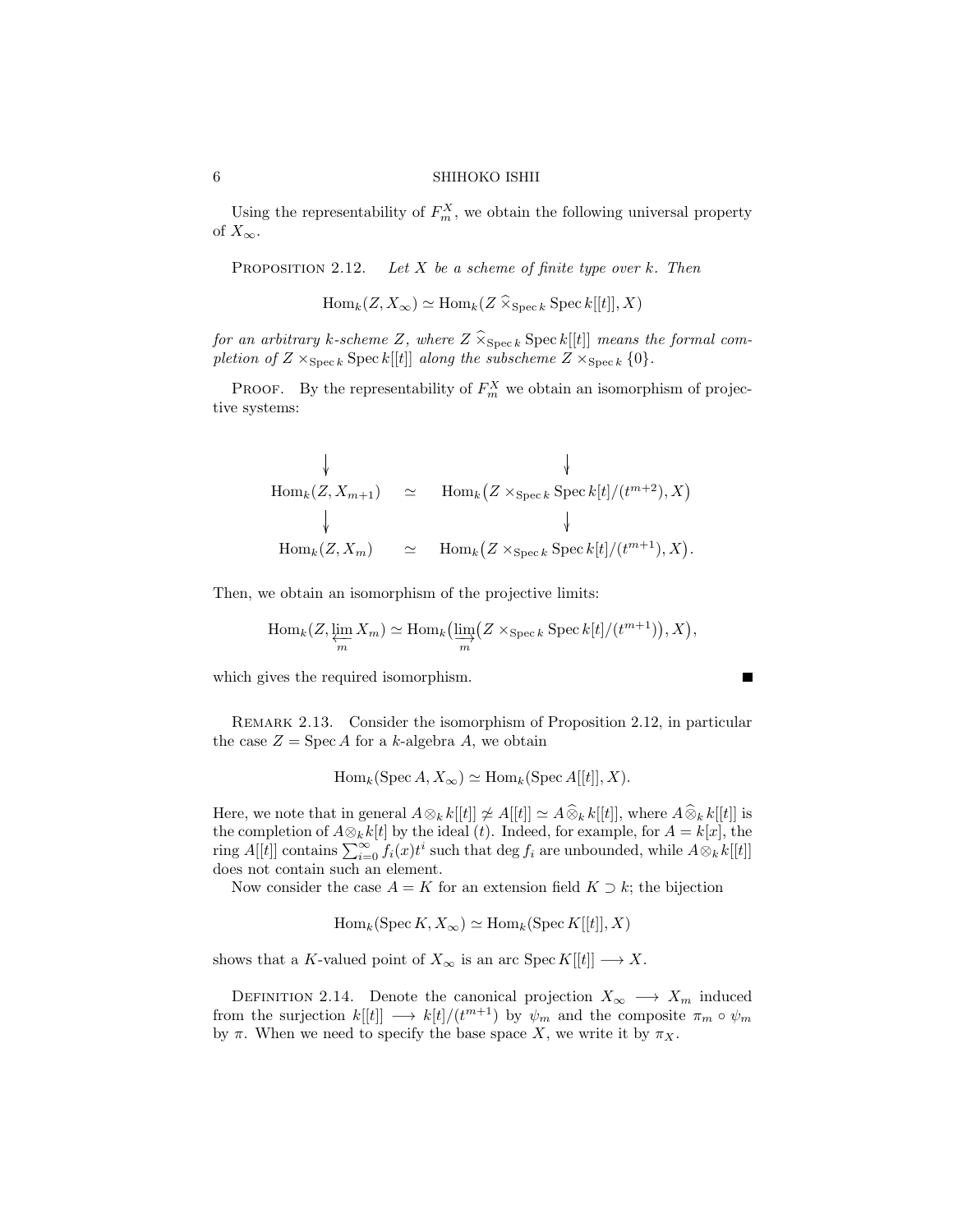Using the representability of $F_m^X$, we obtain the following universal property of $X_\infty$.

**Proposition 2.12.** *Let $X$ be a scheme of finite type over $k$. Then*

$$\mathrm{Hom}_k(Z, X_\infty) \simeq \mathrm{Hom}_k(Z \mathbin{\widehat{\times}}_{\operatorname{Spec} k} \operatorname{Spec} k[[t]], X)$$

*for an arbitrary $k$-scheme $Z$, where $Z \mathbin{\widehat{\times}}_{\operatorname{Spec} k} \operatorname{Spec} k[[t]]$ means the formal completion of $Z \times_{\operatorname{Spec} k} \operatorname{Spec} k[[t]]$ along the subscheme $Z \times_{\operatorname{Spec} k} \{0\}$.*

Proof. By the representability of $F_m^X$ we obtain an isomorphism of projective systems:

$$\begin{array}{ccc}
\downarrow & & \downarrow \\
\mathrm{Hom}_k(Z, X_{m+1}) & \simeq & \mathrm{Hom}_k\big(Z \times_{\operatorname{Spec} k} \operatorname{Spec} k[t]/(t^{m+2}), X\big) \\
\downarrow & & \downarrow \\
\mathrm{Hom}_k(Z, X_m) & \simeq & \mathrm{Hom}_k\big(Z \times_{\operatorname{Spec} k} \operatorname{Spec} k[t]/(t^{m+1}), X\big).
\end{array}$$

Then, we obtain an isomorphism of the projective limits:

$$\mathrm{Hom}_k(Z, \varprojlim_m X_m) \simeq \mathrm{Hom}_k\big(\varinjlim_m \big(Z \times_{\operatorname{Spec} k} \operatorname{Spec} k[t]/(t^{m+1})\big), X\big),$$

which gives the required isomorphism. ∎

**Remark 2.13.** Consider the isomorphism of Proposition 2.12, in particular the case $Z = \operatorname{Spec} A$ for a $k$-algebra $A$, we obtain

$$\mathrm{Hom}_k(\operatorname{Spec} A, X_\infty) \simeq \mathrm{Hom}_k(\operatorname{Spec} A[[t]], X).$$

Here, we note that in general $A \otimes_k k[[t]] \not\simeq A[[t]] \simeq A \mathbin{\widehat{\otimes}}_k k[[t]]$, where $A \mathbin{\widehat{\otimes}}_k k[[t]]$ is the completion of $A \otimes_k k[t]$ by the ideal $(t)$. Indeed, for example, for $A = k[x]$, the ring $A[[t]]$ contains $\sum_{i=0}^{\infty} f_i(x) t^i$ such that $\deg f_i$ are unbounded, while $A \otimes_k k[[t]]$ does not contain such an element.

Now consider the case $A = K$ for an extension field $K \supset k$; the bijection

$$\mathrm{Hom}_k(\operatorname{Spec} K, X_\infty) \simeq \mathrm{Hom}_k(\operatorname{Spec} K[[t]], X)$$

shows that a $K$-valued point of $X_\infty$ is an arc $\operatorname{Spec} K[[t]] \longrightarrow X$.

**Definition 2.14.** Denote the canonical projection $X_\infty \longrightarrow X_m$ induced from the surjection $k[[t]] \longrightarrow k[t]/(t^{m+1})$ by $\psi_m$ and the composite $\pi_m \circ \psi_m$ by $\pi$. When we need to specify the base space $X$, we write it by $\pi_X$.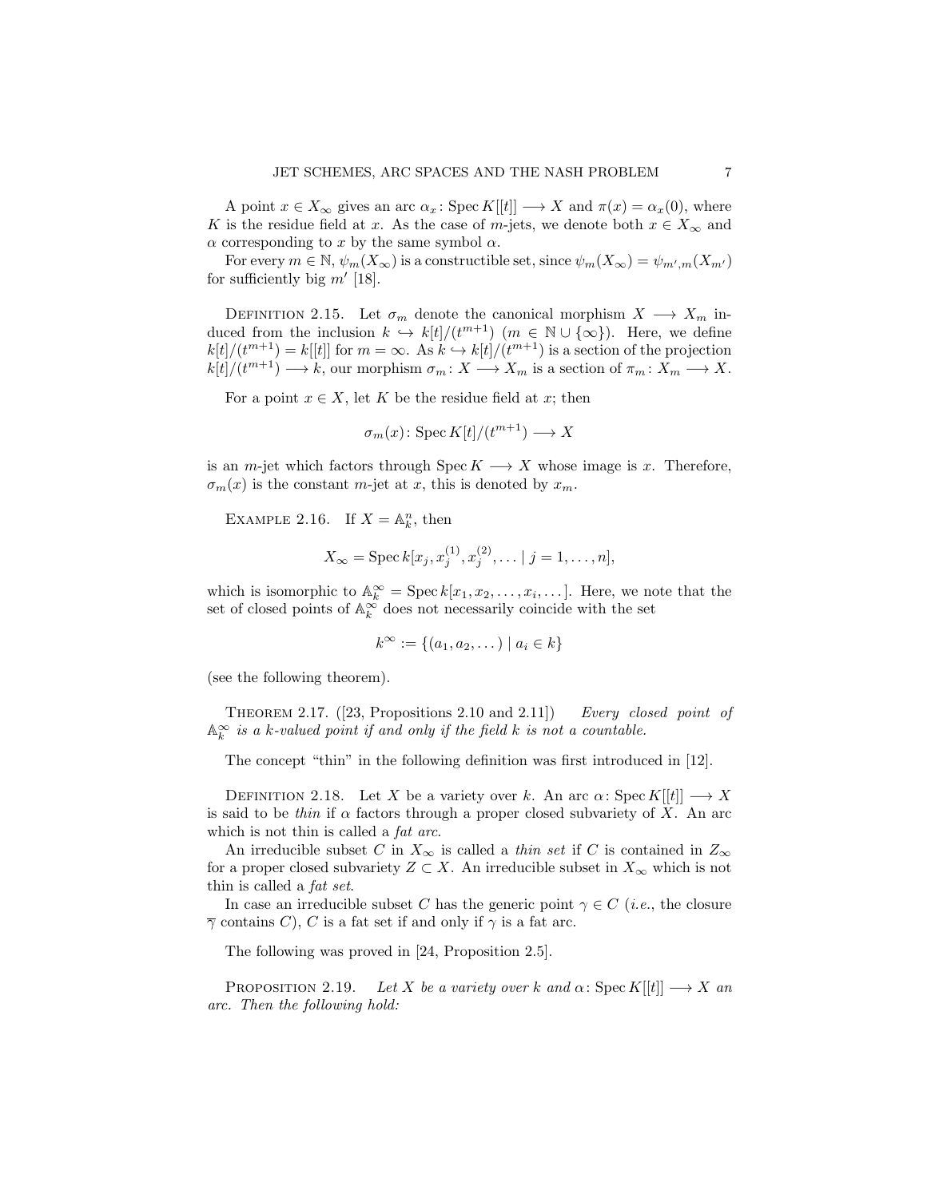A point $x \in X_\infty$ gives an arc $\alpha_x \colon \operatorname{Spec} K[[t]] \longrightarrow X$ and $\pi(x) = \alpha_x(0)$, where $K$ is the residue field at $x$. As the case of $m$-jets, we denote both $x \in X_\infty$ and $\alpha$ corresponding to $x$ by the same symbol $\alpha$.

For every $m \in \mathbb{N}$, $\psi_m(X_\infty)$ is a constructible set, since $\psi_m(X_\infty) = \psi_{m',m}(X_{m'})$ for sufficiently big $m'$ [18].

Definition 2.15. Let $\sigma_m$ denote the canonical morphism $X \longrightarrow X_m$ induced from the inclusion $k \hookrightarrow k[t]/(t^{m+1})$ ($m \in \mathbb{N} \cup \{\infty\}$). Here, we define $k[t]/(t^{m+1}) = k[[t]]$ for $m = \infty$. As $k \hookrightarrow k[t]/(t^{m+1})$ is a section of the projection $k[t]/(t^{m+1}) \longrightarrow k$, our morphism $\sigma_m \colon X \longrightarrow X_m$ is a section of $\pi_m \colon X_m \longrightarrow X$.

For a point $x \in X$, let $K$ be the residue field at $x$; then

$$\sigma_m(x) \colon \operatorname{Spec} K[t]/(t^{m+1}) \longrightarrow X$$

is an $m$-jet which factors through $\operatorname{Spec} K \longrightarrow X$ whose image is $x$. Therefore, $\sigma_m(x)$ is the constant $m$-jet at $x$, this is denoted by $x_m$.

Example 2.16. If $X = \mathbb{A}_k^n$, then

$$X_\infty = \operatorname{Spec} k[x_j, x_j^{(1)}, x_j^{(2)}, \dots \mid j = 1, \dots, n],$$

which is isomorphic to $\mathbb{A}_k^\infty = \operatorname{Spec} k[x_1, x_2, \dots, x_i, \dots]$. Here, we note that the set of closed points of $\mathbb{A}_k^\infty$ does not necessarily coincide with the set

$$k^\infty := \{(a_1, a_2, \dots) \mid a_i \in k\}$$

(see the following theorem).

Theorem 2.17. ([23, Propositions 2.10 and 2.11]) *Every closed point of $\mathbb{A}_k^\infty$ is a $k$-valued point if and only if the field $k$ is not a countable.*

The concept "thin" in the following definition was first introduced in [12].

Definition 2.18. Let $X$ be a variety over $k$. An arc $\alpha \colon \operatorname{Spec} K[[t]] \longrightarrow X$ is said to be *thin* if $\alpha$ factors through a proper closed subvariety of $X$. An arc which is not thin is called a *fat arc*.

An irreducible subset $C$ in $X_\infty$ is called a *thin set* if $C$ is contained in $Z_\infty$ for a proper closed subvariety $Z \subset X$. An irreducible subset in $X_\infty$ which is not thin is called a *fat set*.

In case an irreducible subset $C$ has the generic point $\gamma \in C$ (*i.e.*, the closure $\overline{\gamma}$ contains $C$), $C$ is a fat set if and only if $\gamma$ is a fat arc.

The following was proved in [24, Proposition 2.5].

Proposition 2.19. *Let $X$ be a variety over $k$ and $\alpha \colon \operatorname{Spec} K[[t]] \longrightarrow X$ an arc. Then the following hold:*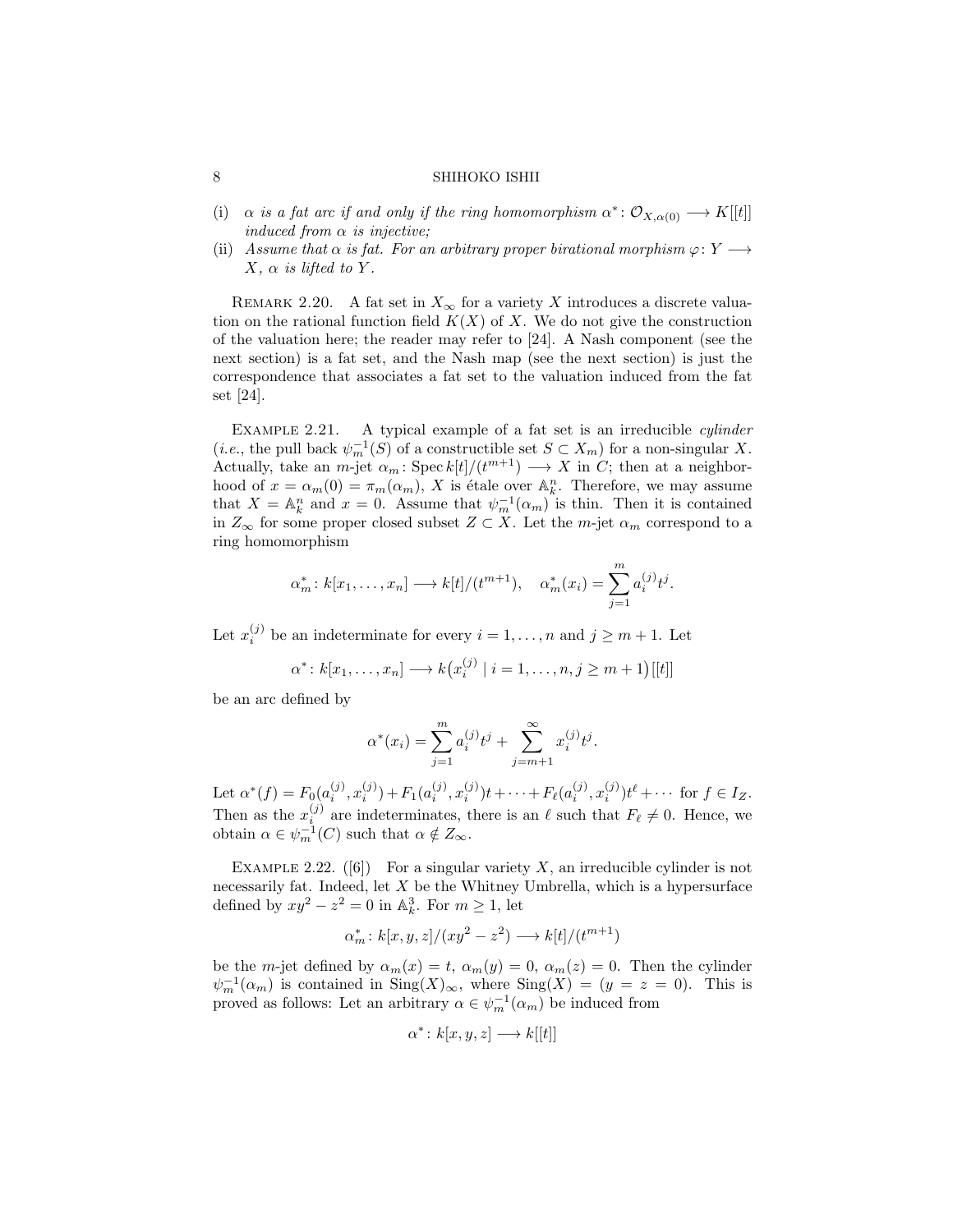(i) *$\alpha$ is a fat arc if and only if the ring homomorphism $\alpha^*\colon \mathcal{O}_{X,\alpha(0)} \longrightarrow K[[t]]$ induced from $\alpha$ is injective;*

(ii) *Assume that $\alpha$ is fat. For an arbitrary proper birational morphism $\varphi\colon Y \longrightarrow X$, $\alpha$ is lifted to $Y$.*

Remark 2.20. A fat set in $X_\infty$ for a variety $X$ introduces a discrete valuation on the rational function field $K(X)$ of $X$. We do not give the construction of the valuation here; the reader may refer to [24]. A Nash component (see the next section) is a fat set, and the Nash map (see the next section) is just the correspondence that associates a fat set to the valuation induced from the fat set [24].

Example 2.21. A typical example of a fat set is an irreducible *cylinder* (*i.e.*, the pull back $\psi_m^{-1}(S)$ of a constructible set $S \subset X_m$) for a non-singular $X$. Actually, take an $m$-jet $\alpha_m\colon \operatorname{Spec} k[t]/(t^{m+1}) \longrightarrow X$ in $C$; then at a neighborhood of $x = \alpha_m(0) = \pi_m(\alpha_m)$, $X$ is étale over $\mathbb{A}_k^n$. Therefore, we may assume that $X = \mathbb{A}_k^n$ and $x = 0$. Assume that $\psi_m^{-1}(\alpha_m)$ is thin. Then it is contained in $Z_\infty$ for some proper closed subset $Z \subset X$. Let the $m$-jet $\alpha_m$ correspond to a ring homomorphism

$$\alpha_m^*\colon k[x_1, \ldots, x_n] \longrightarrow k[t]/(t^{m+1}), \quad \alpha_m^*(x_i) = \sum_{j=1}^{m} a_i^{(j)} t^j.$$

Let $x_i^{(j)}$ be an indeterminate for every $i = 1, \ldots, n$ and $j \geq m+1$. Let

$$\alpha^*\colon k[x_1, \ldots, x_n] \longrightarrow k\big(x_i^{(j)} \mid i = 1, \ldots, n, j \geq m+1\big)[[t]]$$

be an arc defined by

$$\alpha^*(x_i) = \sum_{j=1}^{m} a_i^{(j)} t^j + \sum_{j=m+1}^{\infty} x_i^{(j)} t^j.$$

Let $\alpha^*(f) = F_0(a_i^{(j)}, x_i^{(j)}) + F_1(a_i^{(j)}, x_i^{(j)})t + \cdots + F_\ell(a_i^{(j)}, x_i^{(j)})t^\ell + \cdots$ for $f \in I_Z$. Then as the $x_i^{(j)}$ are indeterminates, there is an $\ell$ such that $F_\ell \neq 0$. Hence, we obtain $\alpha \in \psi_m^{-1}(C)$ such that $\alpha \notin Z_\infty$.

Example 2.22. ([6]) For a singular variety $X$, an irreducible cylinder is not necessarily fat. Indeed, let $X$ be the Whitney Umbrella, which is a hypersurface defined by $xy^2 - z^2 = 0$ in $\mathbb{A}_k^3$. For $m \geq 1$, let

$$\alpha_m^*\colon k[x, y, z]/(xy^2 - z^2) \longrightarrow k[t]/(t^{m+1})$$

be the $m$-jet defined by $\alpha_m(x) = t$, $\alpha_m(y) = 0$, $\alpha_m(z) = 0$. Then the cylinder $\psi_m^{-1}(\alpha_m)$ is contained in $\operatorname{Sing}(X)_\infty$, where $\operatorname{Sing}(X) = (y = z = 0)$. This is proved as follows: Let an arbitrary $\alpha \in \psi_m^{-1}(\alpha_m)$ be induced from

$$\alpha^*\colon k[x, y, z] \longrightarrow k[[t]]$$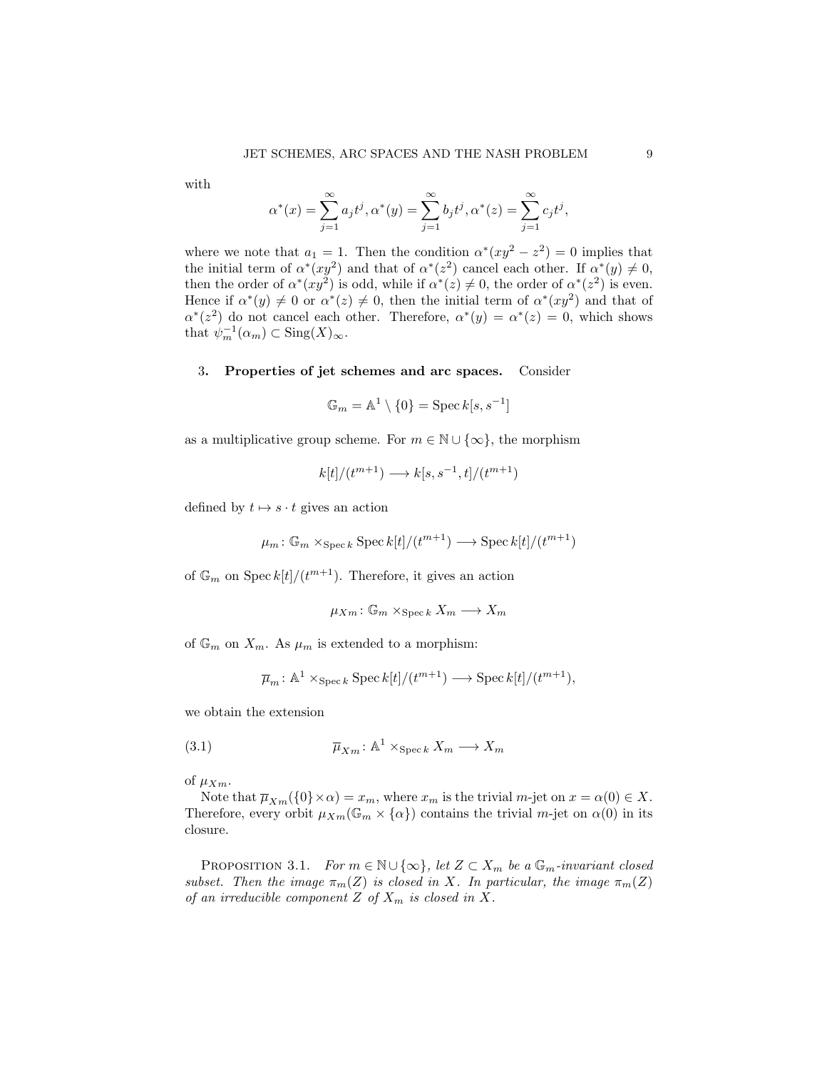with

$$\alpha^*(x) = \sum_{j=1}^{\infty} a_j t^j, \alpha^*(y) = \sum_{j=1}^{\infty} b_j t^j, \alpha^*(z) = \sum_{j=1}^{\infty} c_j t^j,$$

where we note that $a_1 = 1$. Then the condition $\alpha^*(xy^2 - z^2) = 0$ implies that the initial term of $\alpha^*(xy^2)$ and that of $\alpha^*(z^2)$ cancel each other. If $\alpha^*(y) \neq 0$, then the order of $\alpha^*(xy^2)$ is odd, while if $\alpha^*(z) \neq 0$, the order of $\alpha^*(z^2)$ is even. Hence if $\alpha^*(y) \neq 0$ or $\alpha^*(z) \neq 0$, then the initial term of $\alpha^*(xy^2)$ and that of $\alpha^*(z^2)$ do not cancel each other. Therefore, $\alpha^*(y) = \alpha^*(z) = 0$, which shows that $\psi_m^{-1}(\alpha_m) \subset \mathrm{Sing}(X)_\infty$.

## 3. Properties of jet schemes and arc spaces.

Consider

$$\mathbb{G}_m = \mathbb{A}^1 \setminus \{0\} = \operatorname{Spec} k[s, s^{-1}]$$

as a multiplicative group scheme. For $m \in \mathbb{N} \cup \{\infty\}$, the morphism

$$k[t]/(t^{m+1}) \longrightarrow k[s, s^{-1}, t]/(t^{m+1})$$

defined by $t \mapsto s \cdot t$ gives an action

$$\mu_m \colon \mathbb{G}_m \times_{\operatorname{Spec} k} \operatorname{Spec} k[t]/(t^{m+1}) \longrightarrow \operatorname{Spec} k[t]/(t^{m+1})$$

of $\mathbb{G}_m$ on $\operatorname{Spec} k[t]/(t^{m+1})$. Therefore, it gives an action

$$\mu_{Xm} \colon \mathbb{G}_m \times_{\operatorname{Spec} k} X_m \longrightarrow X_m$$

of $\mathbb{G}_m$ on $X_m$. As $\mu_m$ is extended to a morphism:

$$\overline{\mu}_m \colon \mathbb{A}^1 \times_{\operatorname{Spec} k} \operatorname{Spec} k[t]/(t^{m+1}) \longrightarrow \operatorname{Spec} k[t]/(t^{m+1}),$$

we obtain the extension

$$\overline{\mu}_{Xm} \colon \mathbb{A}^1 \times_{\operatorname{Spec} k} X_m \longrightarrow X_m \tag{3.1}$$

of $\mu_{Xm}$.

Note that $\overline{\mu}_{Xm}(\{0\} \times \alpha) = x_m$, where $x_m$ is the trivial $m$-jet on $x = \alpha(0) \in X$. Therefore, every orbit $\mu_{Xm}(\mathbb{G}_m \times \{\alpha\})$ contains the trivial $m$-jet on $\alpha(0)$ in its closure.

Proposition 3.1. *For $m \in \mathbb{N} \cup \{\infty\}$, let $Z \subset X_m$ be a $\mathbb{G}_m$-invariant closed subset. Then the image $\pi_m(Z)$ is closed in $X$. In particular, the image $\pi_m(Z)$ of an irreducible component $Z$ of $X_m$ is closed in $X$.*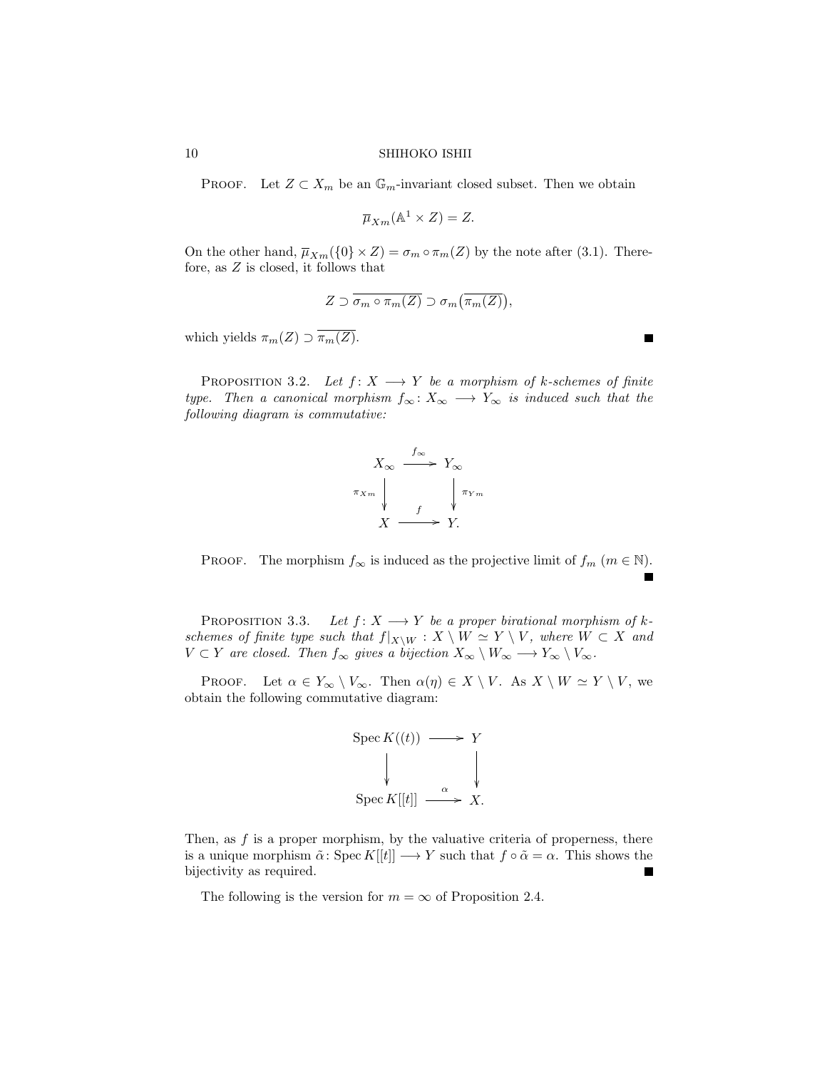Proof. Let $Z \subset X_m$ be an $\mathbb{G}_m$-invariant closed subset. Then we obtain

$$\overline{\mu}_{Xm}(\mathbb{A}^1 \times Z) = Z.$$

On the other hand, $\overline{\mu}_{Xm}(\{0\} \times Z) = \sigma_m \circ \pi_m(Z)$ by the note after (3.1). Therefore, as $Z$ is closed, it follows that

$$Z \supset \overline{\sigma_m \circ \pi_m(Z)} \supset \sigma_m\big(\overline{\pi_m(Z)}\big),$$

which yields $\pi_m(Z) \supset \overline{\pi_m(Z)}$. ∎

Proposition 3.2. *Let $f\colon X \longrightarrow Y$ be a morphism of $k$-schemes of finite type. Then a canonical morphism $f_\infty\colon X_\infty \longrightarrow Y_\infty$ is induced such that the following diagram is commutative:*

$$\begin{array}{ccc} X_\infty & \xrightarrow{f_\infty} & Y_\infty \\ {\scriptstyle \pi_{Xm}}\downarrow & & \downarrow{\scriptstyle \pi_{Ym}} \\ X & \xrightarrow{f} & Y. \end{array}$$

Proof. The morphism $f_\infty$ is induced as the projective limit of $f_m$ ($m \in \mathbb{N}$). ∎

Proposition 3.3. *Let $f\colon X \longrightarrow Y$ be a proper birational morphism of $k$-schemes of finite type such that $f|_{X\setminus W} : X \setminus W \simeq Y \setminus V$, where $W \subset X$ and $V \subset Y$ are closed. Then $f_\infty$ gives a bijection $X_\infty \setminus W_\infty \longrightarrow Y_\infty \setminus V_\infty$.*

Proof. Let $\alpha \in Y_\infty \setminus V_\infty$. Then $\alpha(\eta) \in X \setminus V$. As $X \setminus W \simeq Y \setminus V$, we obtain the following commutative diagram:

$$\begin{array}{ccc} \operatorname{Spec} K((t)) & \longrightarrow & Y \\ \downarrow & & \downarrow \\ \operatorname{Spec} K[[t]] & \xrightarrow{\alpha} & X. \end{array}$$

Then, as $f$ is a proper morphism, by the valuative criteria of properness, there is a unique morphism $\tilde{\alpha}\colon \operatorname{Spec} K[[t]] \longrightarrow Y$ such that $f \circ \tilde{\alpha} = \alpha$. This shows the bijectivity as required. ∎

The following is the version for $m = \infty$ of Proposition 2.4.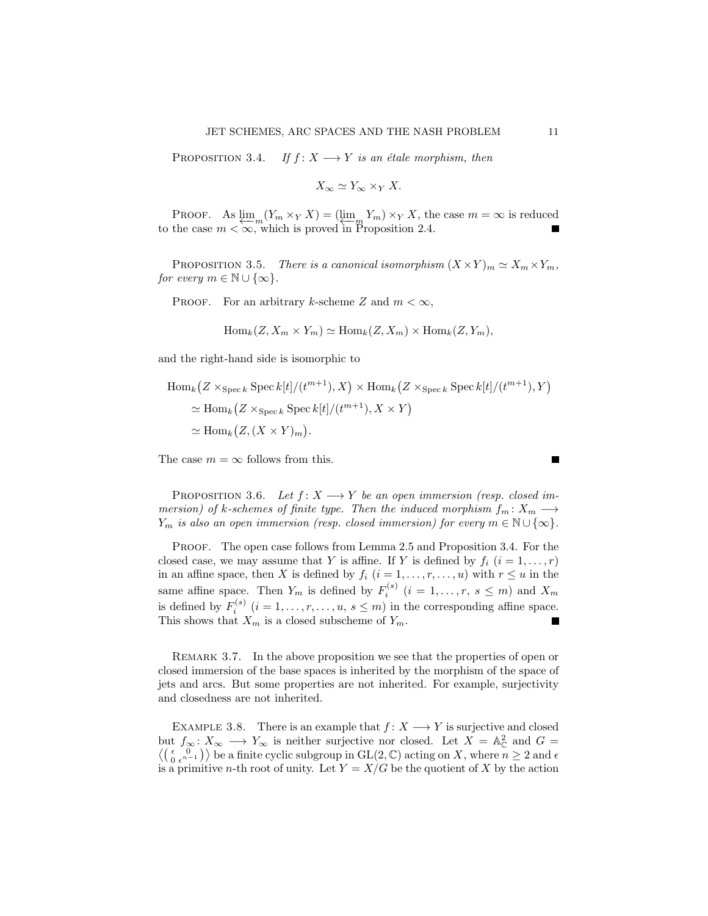Proposition 3.4. *If $f\colon X \longrightarrow Y$ is an étale morphism, then*

$$X_\infty \simeq Y_\infty \times_Y X.$$

Proof. As $\varprojlim_m (Y_m \times_Y X) = (\varprojlim_m Y_m) \times_Y X$, the case $m = \infty$ is reduced to the case $m < \infty$, which is proved in Proposition 2.4. ■

Proposition 3.5. *There is a canonical isomorphism $(X \times Y)_m \simeq X_m \times Y_m$, for every $m \in \mathbb{N} \cup \{\infty\}$.*

Proof. For an arbitrary $k$-scheme $Z$ and $m < \infty$,

$$\mathrm{Hom}_k(Z, X_m \times Y_m) \simeq \mathrm{Hom}_k(Z, X_m) \times \mathrm{Hom}_k(Z, Y_m),$$

and the right-hand side is isomorphic to

$$\begin{aligned}
\mathrm{Hom}_k&\big(Z \times_{\operatorname{Spec} k} \operatorname{Spec} k[t]/(t^{m+1}), X\big) \times \mathrm{Hom}_k\big(Z \times_{\operatorname{Spec} k} \operatorname{Spec} k[t]/(t^{m+1}), Y\big) \\
&\simeq \mathrm{Hom}_k\big(Z \times_{\operatorname{Spec} k} \operatorname{Spec} k[t]/(t^{m+1}), X \times Y\big) \\
&\simeq \mathrm{Hom}_k\big(Z, (X \times Y)_m\big).
\end{aligned}$$

The case $m = \infty$ follows from this. ■

Proposition 3.6. *Let $f\colon X \longrightarrow Y$ be an open immersion (resp. closed immersion) of $k$-schemes of finite type. Then the induced morphism $f_m\colon X_m \longrightarrow Y_m$ is also an open immersion (resp. closed immersion) for every $m \in \mathbb{N} \cup \{\infty\}$.*

Proof. The open case follows from Lemma 2.5 and Proposition 3.4. For the closed case, we may assume that $Y$ is affine. If $Y$ is defined by $f_i$ $(i = 1, \dots, r)$ in an affine space, then $X$ is defined by $f_i$ $(i = 1, \dots, r, \dots, u)$ with $r \le u$ in the same affine space. Then $Y_m$ is defined by $F_i^{(s)}$ $(i = 1, \dots, r,\ s \le m)$ and $X_m$ is defined by $F_i^{(s)}$ $(i = 1, \dots, r, \dots, u,\ s \le m)$ in the corresponding affine space. This shows that $X_m$ is a closed subscheme of $Y_m$. ■

Remark 3.7. In the above proposition we see that the properties of open or closed immersion of the base spaces is inherited by the morphism of the space of jets and arcs. But some properties are not inherited. For example, surjectivity and closedness are not inherited.

Example 3.8. There is an example that $f\colon X \longrightarrow Y$ is surjective and closed but $f_\infty\colon X_\infty \longrightarrow Y_\infty$ is neither surjective nor closed. Let $X = \mathbb{A}^2_{\mathbb{C}}$ and $G = \left\langle \begin{pmatrix} \epsilon & 0 \\ 0 & \epsilon^{n-1} \end{pmatrix} \right\rangle$ be a finite cyclic subgroup in $\mathrm{GL}(2, \mathbb{C})$ acting on $X$, where $n \ge 2$ and $\epsilon$ is a primitive $n$-th root of unity. Let $Y = X/G$ be the quotient of $X$ by the action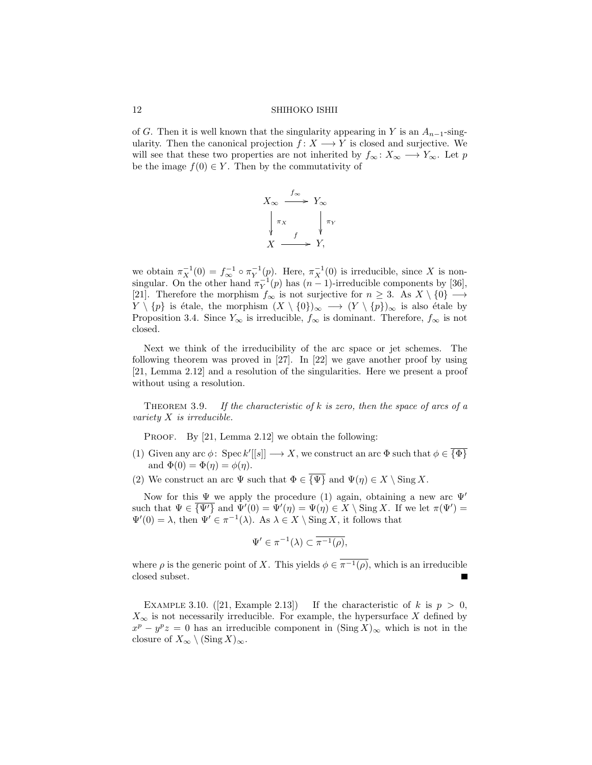of $G$. Then it is well known that the singularity appearing in $Y$ is an $A_{n-1}$-singularity. Then the canonical projection $f\colon X \longrightarrow Y$ is closed and surjective. We will see that these two properties are not inherited by $f_\infty\colon X_\infty \longrightarrow Y_\infty$. Let $p$ be the image $f(0) \in Y$. Then by the commutativity of

$$\begin{array}{ccc} X_\infty & \xrightarrow{f_\infty} & Y_\infty \\ \Big\downarrow{\scriptstyle \pi_X} & & \Big\downarrow{\scriptstyle \pi_Y} \\ X & \xrightarrow{f} & Y, \end{array}$$

we obtain $\pi_X^{-1}(0) = f_\infty^{-1} \circ \pi_Y^{-1}(p)$. Here, $\pi_X^{-1}(0)$ is irreducible, since $X$ is nonsingular. On the other hand $\pi_Y^{-1}(p)$ has $(n-1)$-irreducible components by [36], [21]. Therefore the morphism $f_\infty$ is not surjective for $n \geq 3$. As $X \setminus \{0\} \longrightarrow Y \setminus \{p\}$ is étale, the morphism $(X \setminus \{0\})_\infty \longrightarrow (Y \setminus \{p\})_\infty$ is also étale by Proposition 3.4. Since $Y_\infty$ is irreducible, $f_\infty$ is dominant. Therefore, $f_\infty$ is not closed.

Next we think of the irreducibility of the arc space or jet schemes. The following theorem was proved in [27]. In [22] we gave another proof by using [21, Lemma 2.12] and a resolution of the singularities. Here we present a proof without using a resolution.

Theorem 3.9. *If the characteristic of $k$ is zero, then the space of arcs of a variety $X$ is irreducible.*

Proof. By [21, Lemma 2.12] we obtain the following:

(1) Given any arc $\phi\colon \operatorname{Spec} k'[[s]] \longrightarrow X$, we construct an arc $\Phi$ such that $\phi \in \overline{\{\Phi\}}$ and $\Phi(0) = \Phi(\eta) = \phi(\eta)$.
(2) We construct an arc $\Psi$ such that $\Phi \in \overline{\{\Psi\}}$ and $\Psi(\eta) \in X \setminus \operatorname{Sing} X$.

Now for this $\Psi$ we apply the procedure (1) again, obtaining a new arc $\Psi'$ such that $\Psi \in \overline{\{\Psi'\}}$ and $\Psi'(0) = \Psi'(\eta) = \Psi(\eta) \in X \setminus \operatorname{Sing} X$. If we let $\pi(\Psi') = \Psi'(0) = \lambda$, then $\Psi' \in \pi^{-1}(\lambda)$. As $\lambda \in X \setminus \operatorname{Sing} X$, it follows that

$$\Psi' \in \pi^{-1}(\lambda) \subset \overline{\pi^{-1}(\rho)},$$

where $\rho$ is the generic point of $X$. This yields $\phi \in \overline{\pi^{-1}(\rho)}$, which is an irreducible closed subset. ∎

Example 3.10. ([21, Example 2.13]) If the characteristic of $k$ is $p > 0$, $X_\infty$ is not necessarily irreducible. For example, the hypersurface $X$ defined by $x^p - y^p z = 0$ has an irreducible component in $(\operatorname{Sing} X)_\infty$ which is not in the closure of $X_\infty \setminus (\operatorname{Sing} X)_\infty$.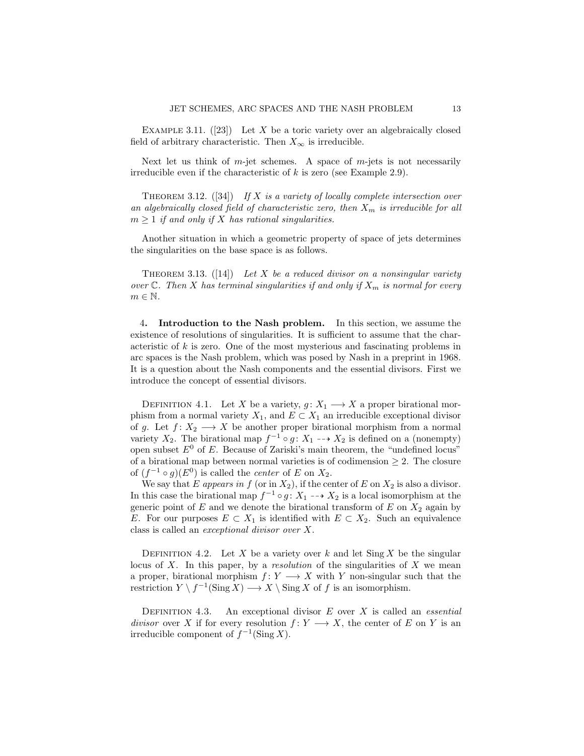Example 3.11. ([23]) Let $X$ be a toric variety over an algebraically closed field of arbitrary characteristic. Then $X_\infty$ is irreducible.

Next let us think of $m$-jet schemes. A space of $m$-jets is not necessarily irreducible even if the characteristic of $k$ is zero (see Example 2.9).

Theorem 3.12. ([34]) *If $X$ is a variety of locally complete intersection over an algebraically closed field of characteristic zero, then $X_m$ is irreducible for all $m \geq 1$ if and only if $X$ has rational singularities.*

Another situation in which a geometric property of space of jets determines the singularities on the base space is as follows.

Theorem 3.13. ([14]) *Let $X$ be a reduced divisor on a nonsingular variety over $\mathbb{C}$. Then $X$ has terminal singularities if and only if $X_m$ is normal for every $m \in \mathbb{N}$.*

## 4. Introduction to the Nash problem.

In this section, we assume the existence of resolutions of singularities. It is sufficient to assume that the characteristic of $k$ is zero. One of the most mysterious and fascinating problems in arc spaces is the Nash problem, which was posed by Nash in a preprint in 1968. It is a question about the Nash components and the essential divisors. First we introduce the concept of essential divisors.

Definition 4.1. Let $X$ be a variety, $g \colon X_1 \longrightarrow X$ a proper birational morphism from a normal variety $X_1$, and $E \subset X_1$ an irreducible exceptional divisor of $g$. Let $f \colon X_2 \longrightarrow X$ be another proper birational morphism from a normal variety $X_2$. The birational map $f^{-1} \circ g \colon X_1 \dashrightarrow X_2$ is defined on a (nonempty) open subset $E^0$ of $E$. Because of Zariski's main theorem, the "undefined locus" of a birational map between normal varieties is of codimension $\geq 2$. The closure of $(f^{-1} \circ g)(E^0)$ is called the *center* of $E$ on $X_2$.

We say that $E$ *appears in* $f$ (or in $X_2$), if the center of $E$ on $X_2$ is also a divisor. In this case the birational map $f^{-1} \circ g \colon X_1 \dashrightarrow X_2$ is a local isomorphism at the generic point of $E$ and we denote the birational transform of $E$ on $X_2$ again by $E$. For our purposes $E \subset X_1$ is identified with $E \subset X_2$. Such an equivalence class is called an *exceptional divisor over* $X$.

Definition 4.2. Let $X$ be a variety over $k$ and let $\operatorname{Sing} X$ be the singular locus of $X$. In this paper, by a *resolution* of the singularities of $X$ we mean a proper, birational morphism $f \colon Y \longrightarrow X$ with $Y$ non-singular such that the restriction $Y \setminus f^{-1}(\operatorname{Sing} X) \longrightarrow X \setminus \operatorname{Sing} X$ of $f$ is an isomorphism.

Definition 4.3. An exceptional divisor $E$ over $X$ is called an *essential divisor* over $X$ if for every resolution $f \colon Y \longrightarrow X$, the center of $E$ on $Y$ is an irreducible component of $f^{-1}(\operatorname{Sing} X)$.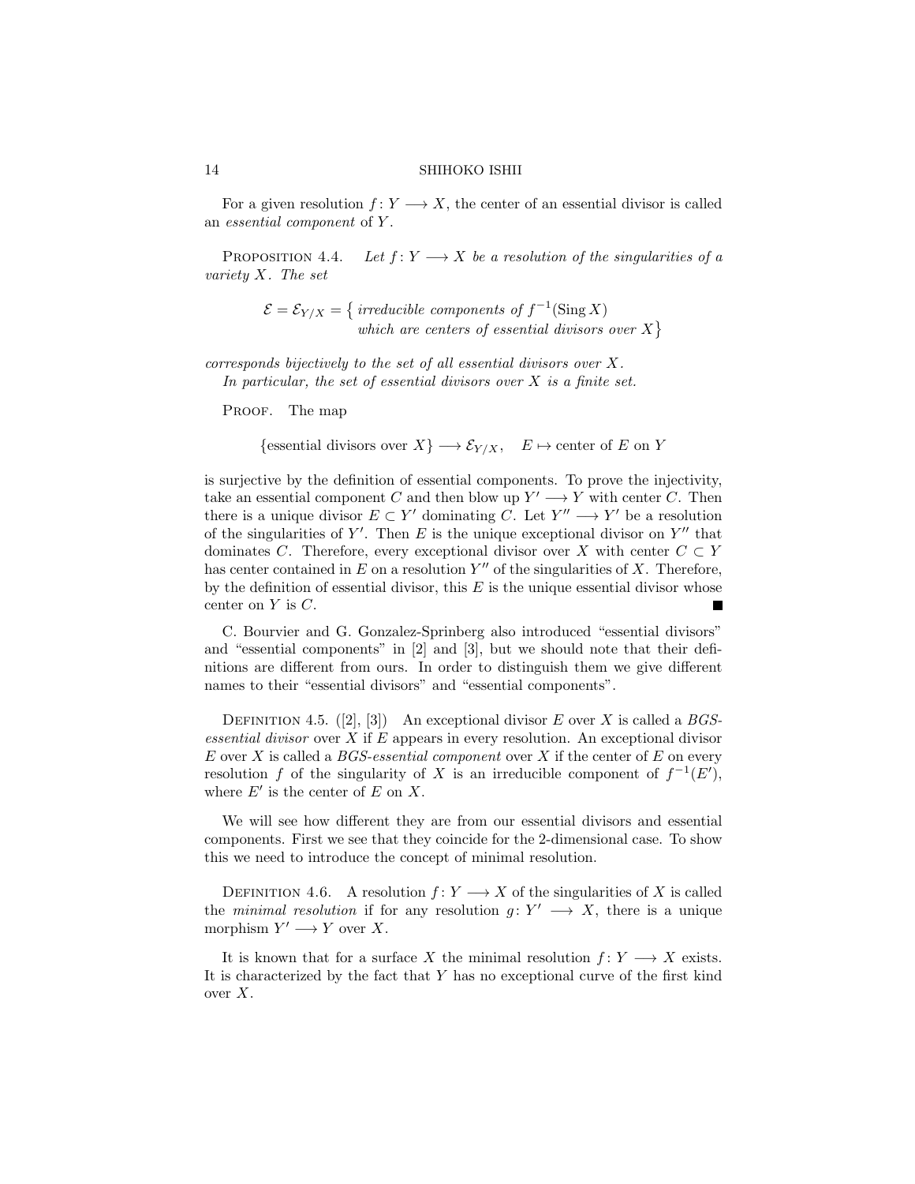For a given resolution $f\colon Y \longrightarrow X$, the center of an essential divisor is called an *essential component* of $Y$.

PROPOSITION 4.4. *Let $f\colon Y \longrightarrow X$ be a resolution of the singularities of a variety $X$. The set*

$$\mathcal{E} = \mathcal{E}_{Y/X} = \big\{ \textit{irreducible components of } f^{-1}(\operatorname{Sing} X) \\ \textit{which are centers of essential divisors over } X \big\}$$

*corresponds bijectively to the set of all essential divisors over $X$.*

*In particular, the set of essential divisors over $X$ is a finite set.*

PROOF. The map

$$\{\text{essential divisors over } X\} \longrightarrow \mathcal{E}_{Y/X}, \quad E \mapsto \text{center of } E \text{ on } Y$$

is surjective by the definition of essential components. To prove the injectivity, take an essential component $C$ and then blow up $Y' \longrightarrow Y$ with center $C$. Then there is a unique divisor $E \subset Y'$ dominating $C$. Let $Y'' \longrightarrow Y'$ be a resolution of the singularities of $Y'$. Then $E$ is the unique exceptional divisor on $Y''$ that dominates $C$. Therefore, every exceptional divisor over $X$ with center $C \subset Y$ has center contained in $E$ on a resolution $Y''$ of the singularities of $X$. Therefore, by the definition of essential divisor, this $E$ is the unique essential divisor whose center on $Y$ is $C$. ■

C. Bourvier and G. Gonzalez-Sprinberg also introduced "essential divisors" and "essential components" in [2] and [3], but we should note that their definitions are different from ours. In order to distinguish them we give different names to their "essential divisors" and "essential components".

DEFINITION 4.5. ([2], [3]) An exceptional divisor $E$ over $X$ is called a *BGS-essential divisor* over $X$ if $E$ appears in every resolution. An exceptional divisor $E$ over $X$ is called a *BGS-essential component* over $X$ if the center of $E$ on every resolution $f$ of the singularity of $X$ is an irreducible component of $f^{-1}(E')$, where $E'$ is the center of $E$ on $X$.

We will see how different they are from our essential divisors and essential components. First we see that they coincide for the 2-dimensional case. To show this we need to introduce the concept of minimal resolution.

DEFINITION 4.6. A resolution $f\colon Y \longrightarrow X$ of the singularities of $X$ is called the *minimal resolution* if for any resolution $g\colon Y' \longrightarrow X$, there is a unique morphism $Y' \longrightarrow Y$ over $X$.

It is known that for a surface $X$ the minimal resolution $f\colon Y \longrightarrow X$ exists. It is characterized by the fact that $Y$ has no exceptional curve of the first kind over $X$.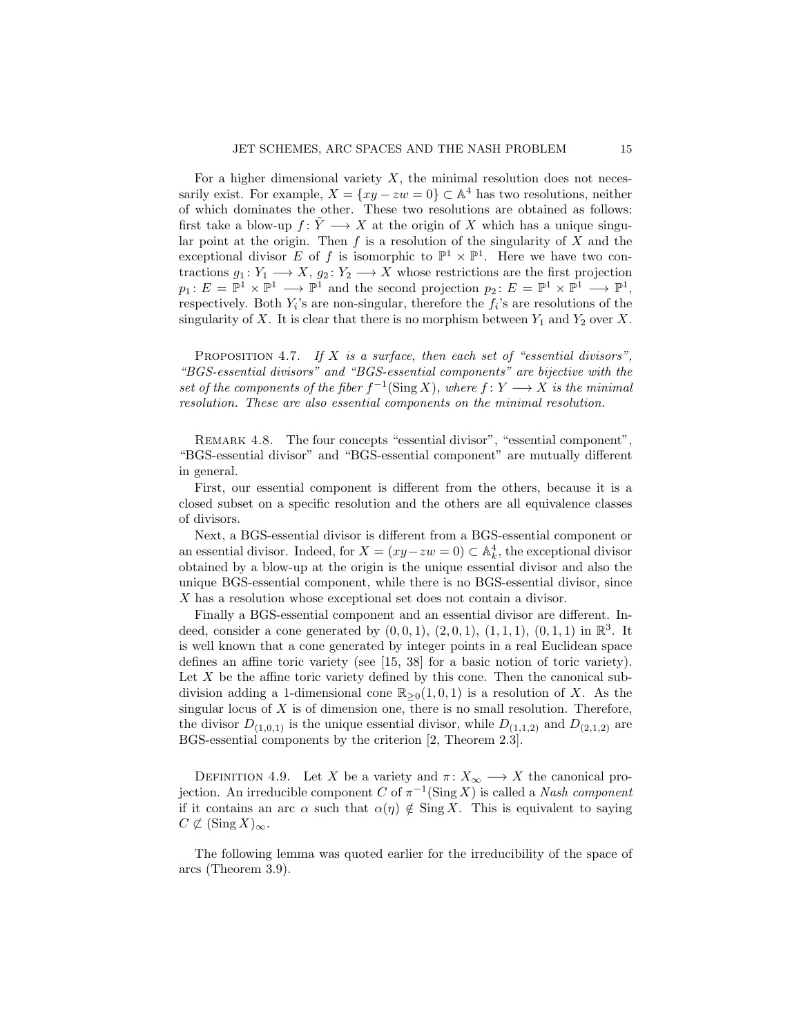For a higher dimensional variety $X$, the minimal resolution does not necessarily exist. For example, $X = \{xy - zw = 0\} \subset \mathbb{A}^4$ has two resolutions, neither of which dominates the other. These two resolutions are obtained as follows: first take a blow-up $f : \tilde{Y} \longrightarrow X$ at the origin of $X$ which has a unique singular point at the origin. Then $f$ is a resolution of the singularity of $X$ and the exceptional divisor $E$ of $f$ is isomorphic to $\mathbb{P}^1 \times \mathbb{P}^1$. Here we have two contractions $g_1 : Y_1 \longrightarrow X$, $g_2 : Y_2 \longrightarrow X$ whose restrictions are the first projection $p_1 : E = \mathbb{P}^1 \times \mathbb{P}^1 \longrightarrow \mathbb{P}^1$ and the second projection $p_2 : E = \mathbb{P}^1 \times \mathbb{P}^1 \longrightarrow \mathbb{P}^1$, respectively. Both $Y_i$'s are non-singular, therefore the $f_i$'s are resolutions of the singularity of $X$. It is clear that there is no morphism between $Y_1$ and $Y_2$ over $X$.

PROPOSITION 4.7. *If $X$ is a surface, then each set of "essential divisors", "BGS-essential divisors" and "BGS-essential components" are bijective with the set of the components of the fiber $f^{-1}(\operatorname{Sing} X)$, where $f : Y \longrightarrow X$ is the minimal resolution. These are also essential components on the minimal resolution.*

REMARK 4.8. The four concepts "essential divisor", "essential component", "BGS-essential divisor" and "BGS-essential component" are mutually different in general.

First, our essential component is different from the others, because it is a closed subset on a specific resolution and the others are all equivalence classes of divisors.

Next, a BGS-essential divisor is different from a BGS-essential component or an essential divisor. Indeed, for $X = (xy - zw = 0) \subset \mathbb{A}_k^4$, the exceptional divisor obtained by a blow-up at the origin is the unique essential divisor and also the unique BGS-essential component, while there is no BGS-essential divisor, since $X$ has a resolution whose exceptional set does not contain a divisor.

Finally a BGS-essential component and an essential divisor are different. Indeed, consider a cone generated by $(0, 0, 1)$, $(2, 0, 1)$, $(1, 1, 1)$, $(0, 1, 1)$ in $\mathbb{R}^3$. It is well known that a cone generated by integer points in a real Euclidean space defines an affine toric variety (see [15, 38] for a basic notion of toric variety). Let $X$ be the affine toric variety defined by this cone. Then the canonical subdivision adding a 1-dimensional cone $\mathbb{R}_{\geq 0}(1, 0, 1)$ is a resolution of $X$. As the singular locus of $X$ is of dimension one, there is no small resolution. Therefore, the divisor $D_{(1,0,1)}$ is the unique essential divisor, while $D_{(1,1,2)}$ and $D_{(2,1,2)}$ are BGS-essential components by the criterion [2, Theorem 2.3].

DEFINITION 4.9. Let $X$ be a variety and $\pi : X_\infty \longrightarrow X$ the canonical projection. An irreducible component $C$ of $\pi^{-1}(\operatorname{Sing} X)$ is called a *Nash component* if it contains an arc $\alpha$ such that $\alpha(\eta) \notin \operatorname{Sing} X$. This is equivalent to saying $C \not\subset (\operatorname{Sing} X)_\infty$.

The following lemma was quoted earlier for the irreducibility of the space of arcs (Theorem 3.9).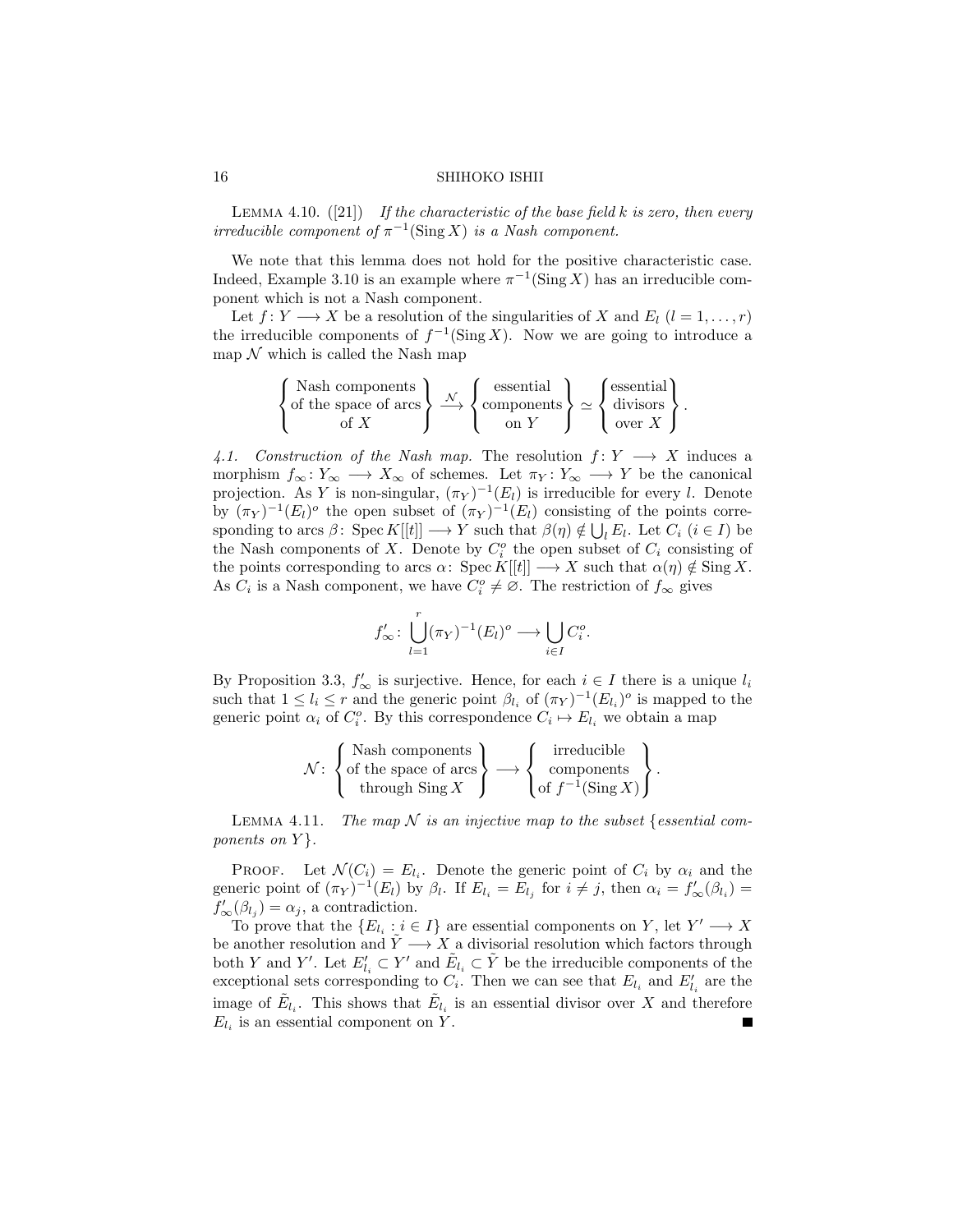Lemma 4.10. ([21]) *If the characteristic of the base field $k$ is zero, then every irreducible component of $\pi^{-1}(\operatorname{Sing} X)$ is a Nash component.*

We note that this lemma does not hold for the positive characteristic case. Indeed, Example 3.10 is an example where $\pi^{-1}(\operatorname{Sing} X)$ has an irreducible component which is not a Nash component.

Let $f\colon Y \longrightarrow X$ be a resolution of the singularities of $X$ and $E_l$ $(l = 1, \ldots, r)$ the irreducible components of $f^{-1}(\operatorname{Sing} X)$. Now we are going to introduce a map $\mathcal{N}$ which is called the Nash map

$$\left\{\begin{matrix}\text{Nash components}\\ \text{of the space of arcs}\\ \text{of } X\end{matrix}\right\} \xrightarrow{\mathcal{N}} \left\{\begin{matrix}\text{essential}\\ \text{components}\\ \text{on } Y\end{matrix}\right\} \simeq \left\{\begin{matrix}\text{essential}\\ \text{divisors}\\ \text{over } X\end{matrix}\right\}.$$

*4.1. Construction of the Nash map.* The resolution $f\colon Y \longrightarrow X$ induces a morphism $f_\infty\colon Y_\infty \longrightarrow X_\infty$ of schemes. Let $\pi_Y\colon Y_\infty \longrightarrow Y$ be the canonical projection. As $Y$ is non-singular, $(\pi_Y)^{-1}(E_l)$ is irreducible for every $l$. Denote by $(\pi_Y)^{-1}(E_l)^o$ the open subset of $(\pi_Y)^{-1}(E_l)$ consisting of the points corresponding to arcs $\beta\colon \operatorname{Spec} K[[t]] \longrightarrow Y$ such that $\beta(\eta) \notin \bigcup_l E_l$. Let $C_i$ $(i \in I)$ be the Nash components of $X$. Denote by $C_i^o$ the open subset of $C_i$ consisting of the points corresponding to arcs $\alpha\colon \operatorname{Spec} K[[t]] \longrightarrow X$ such that $\alpha(\eta) \notin \operatorname{Sing} X$. As $C_i$ is a Nash component, we have $C_i^o \neq \varnothing$. The restriction of $f_\infty$ gives

$$f'_\infty\colon \bigcup_{l=1}^{r} (\pi_Y)^{-1}(E_l)^o \longrightarrow \bigcup_{i \in I} C_i^o.$$

By Proposition 3.3, $f'_\infty$ is surjective. Hence, for each $i \in I$ there is a unique $l_i$ such that $1 \leq l_i \leq r$ and the generic point $\beta_{l_i}$ of $(\pi_Y)^{-1}(E_{l_i})^o$ is mapped to the generic point $\alpha_i$ of $C_i^o$. By this correspondence $C_i \mapsto E_{l_i}$ we obtain a map

$$\mathcal{N}\colon \left\{\begin{matrix}\text{Nash components}\\ \text{of the space of arcs}\\ \text{through } \operatorname{Sing} X\end{matrix}\right\} \longrightarrow \left\{\begin{matrix}\text{irreducible}\\ \text{components}\\ \text{of } f^{-1}(\operatorname{Sing} X)\end{matrix}\right\}.$$

Lemma 4.11. *The map $\mathcal{N}$ is an injective map to the subset {essential components on $Y$}.*

Proof. Let $\mathcal{N}(C_i) = E_{l_i}$. Denote the generic point of $C_i$ by $\alpha_i$ and the generic point of $(\pi_Y)^{-1}(E_l)$ by $\beta_l$. If $E_{l_i} = E_{l_j}$ for $i \neq j$, then $\alpha_i = f'_\infty(\beta_{l_i}) = f'_\infty(\beta_{l_j}) = \alpha_j$, a contradiction.

To prove that the $\{E_{l_i} : i \in I\}$ are essential components on $Y$, let $Y' \longrightarrow X$ be another resolution and $\tilde{Y} \longrightarrow X$ a divisorial resolution which factors through both $Y$ and $Y'$. Let $E'_{l_i} \subset Y'$ and $\tilde{E}_{l_i} \subset \tilde{Y}$ be the irreducible components of the exceptional sets corresponding to $C_i$. Then we can see that $E_{l_i}$ and $E'_{l_i}$ are the image of $\tilde{E}_{l_i}$. This shows that $\tilde{E}_{l_i}$ is an essential divisor over $X$ and therefore $E_{l_i}$ is an essential component on $Y$. ∎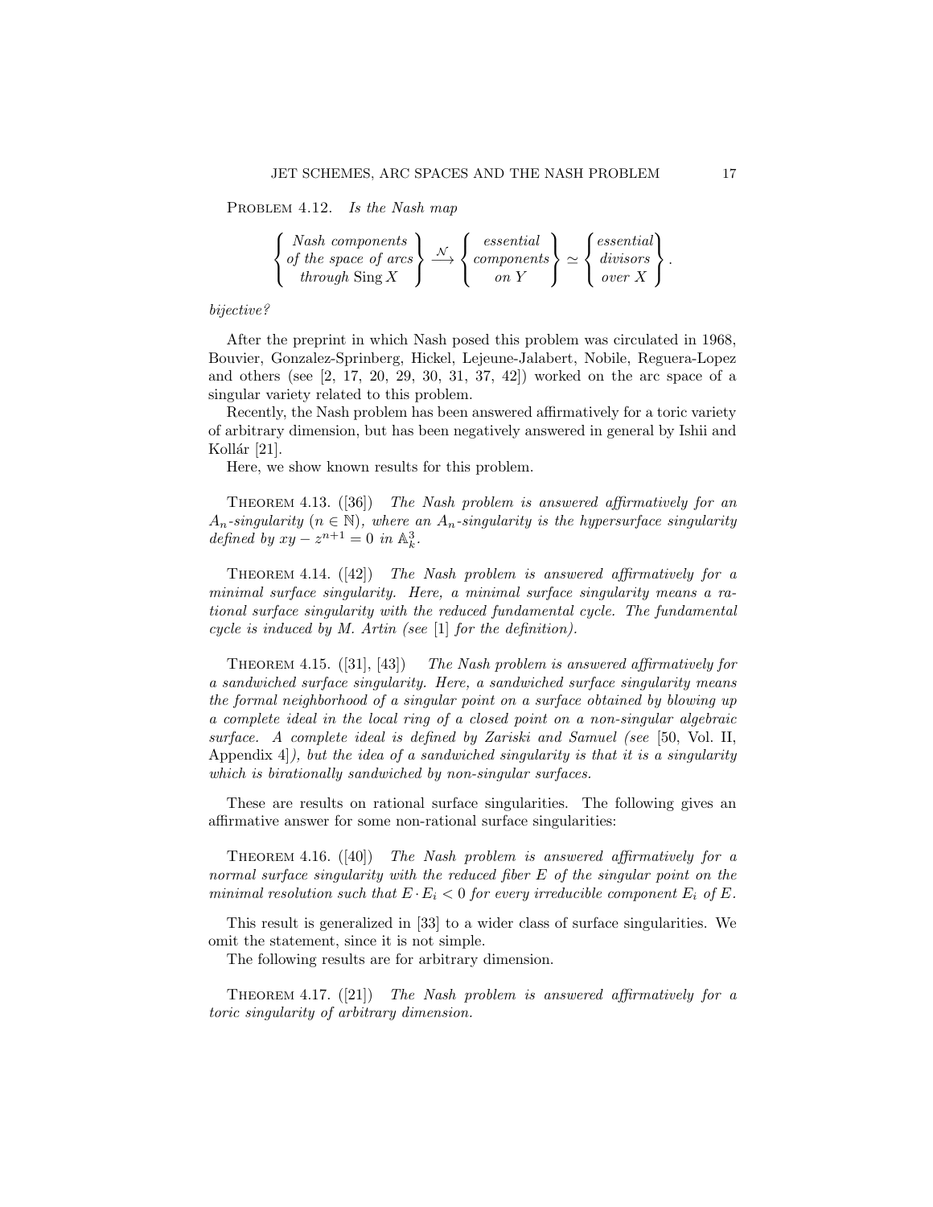Problem 4.12. *Is the Nash map*

$$\left\{\begin{matrix} \text{Nash components} \\ \text{of the space of arcs} \\ \text{through } \operatorname{Sing} X \end{matrix}\right\} \xrightarrow{\mathcal{N}} \left\{\begin{matrix} \text{essential} \\ \text{components} \\ \text{on } Y \end{matrix}\right\} \simeq \left\{\begin{matrix} \text{essential} \\ \text{divisors} \\ \text{over } X \end{matrix}\right\}.$$

*bijective?*

After the preprint in which Nash posed this problem was circulated in 1968, Bouvier, Gonzalez-Springberg, Hickel, Lejeune-Jalabert, Nobile, Reguera-Lopez and others (see [2, 17, 20, 29, 30, 31, 37, 42]) worked on the arc space of a singular variety related to this problem.

Recently, the Nash problem has been answered affirmatively for a toric variety of arbitrary dimension, but has been negatively answered in general by Ishii and Kollár [21].

Here, we show known results for this problem.

Theorem 4.13. ([36]) *The Nash problem is answered affirmatively for an $A_n$-singularity ($n \in \mathbb{N}$), where an $A_n$-singularity is the hypersurface singularity defined by $xy - z^{n+1} = 0$ in $\mathbb{A}^3_k$.*

Theorem 4.14. ([42]) *The Nash problem is answered affirmatively for a minimal surface singularity. Here, a minimal surface singularity means a rational surface singularity with the reduced fundamental cycle. The fundamental cycle is induced by M. Artin (see [1] for the definition).*

Theorem 4.15. ([31], [43]) *The Nash problem is answered affirmatively for a sandwiched surface singularity. Here, a sandwiched surface singularity means the formal neighborhood of a singular point on a surface obtained by blowing up a complete ideal in the local ring of a closed point on a non-singular algebraic surface. A complete ideal is defined by Zariski and Samuel (see [50, Vol. II, Appendix 4]), but the idea of a sandwiched singularity is that it is a singularity which is birationally sandwiched by non-singular surfaces.*

These are results on rational surface singularities. The following gives an affirmative answer for some non-rational surface singularities:

Theorem 4.16. ([40]) *The Nash problem is answered affirmatively for a normal surface singularity with the reduced fiber $E$ of the singular point on the minimal resolution such that $E \cdot E_i < 0$ for every irreducible component $E_i$ of $E$.*

This result is generalized in [33] to a wider class of surface singularities. We omit the statement, since it is not simple.

The following results are for arbitrary dimension.

Theorem 4.17. ([21]) *The Nash problem is answered affirmatively for a toric singularity of arbitrary dimension.*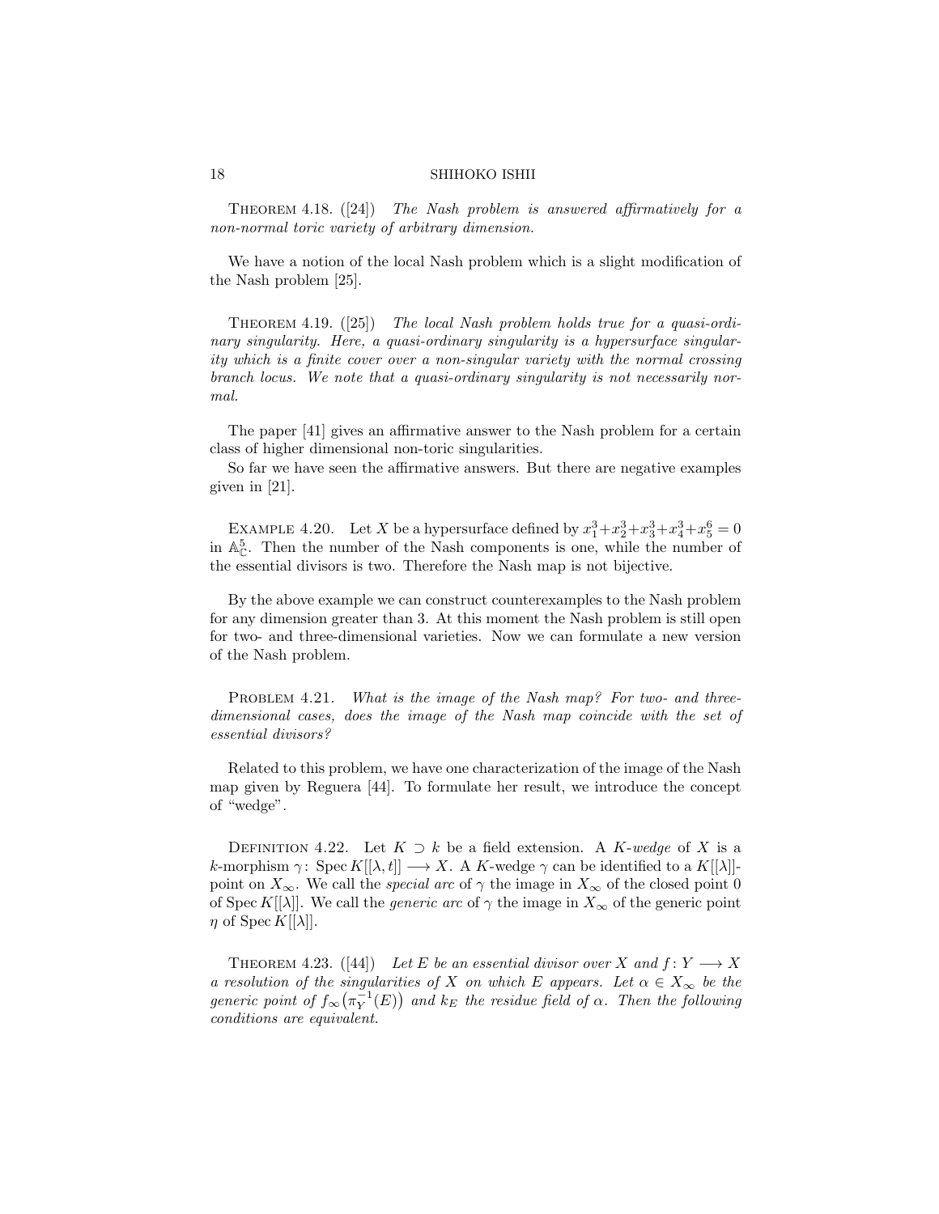Theorem 4.18. ([24]) *The Nash problem is answered affirmatively for a non-normal toric variety of arbitrary dimension.*

We have a notion of the local Nash problem which is a slight modification of the Nash problem [25].

Theorem 4.19. ([25]) *The local Nash problem holds true for a quasi-ordinary singularity. Here, a quasi-ordinary singularity is a hypersurface singularity which is a finite cover over a non-singular variety with the normal crossing branch locus. We note that a quasi-ordinary singularity is not necessarily normal.*

The paper [41] gives an affirmative answer to the Nash problem for a certain class of higher dimensional non-toric singularities.

So far we have seen the affirmative answers. But there are negative examples given in [21].

Example 4.20. Let $X$ be a hypersurface defined by $x_1^3+x_2^3+x_3^3+x_4^3+x_5^6=0$ in $\mathbb{A}^5_{\mathbb{C}}$. Then the number of the Nash components is one, while the number of the essential divisors is two. Therefore the Nash map is not bijective.

By the above example we can construct counterexamples to the Nash problem for any dimension greater than 3. At this moment the Nash problem is still open for two- and three-dimensional varieties. Now we can formulate a new version of the Nash problem.

Problem 4.21. *What is the image of the Nash map? For two- and three-dimensional cases, does the image of the Nash map coincide with the set of essential divisors?*

Related to this problem, we have one characterization of the image of the Nash map given by Reguera [44]. To formulate her result, we introduce the concept of "wedge".

Definition 4.22. Let $K \supset k$ be a field extension. A *$K$-wedge* of $X$ is a $k$-morphism $\gamma\colon \operatorname{Spec} K[[\lambda, t]] \longrightarrow X$. A $K$-wedge $\gamma$ can be identified to a $K[[\lambda]]$-point on $X_\infty$. We call the *special arc* of $\gamma$ the image in $X_\infty$ of the closed point 0 of $\operatorname{Spec} K[[\lambda]]$. We call the *generic arc* of $\gamma$ the image in $X_\infty$ of the generic point $\eta$ of $\operatorname{Spec} K[[\lambda]]$.

Theorem 4.23. ([44]) *Let $E$ be an essential divisor over $X$ and $f\colon Y \longrightarrow X$ a resolution of the singularities of $X$ on which $E$ appears. Let $\alpha \in X_\infty$ be the generic point of $f_\infty\big(\pi_Y^{-1}(E)\big)$ and $k_E$ the residue field of $\alpha$. Then the following conditions are equivalent.*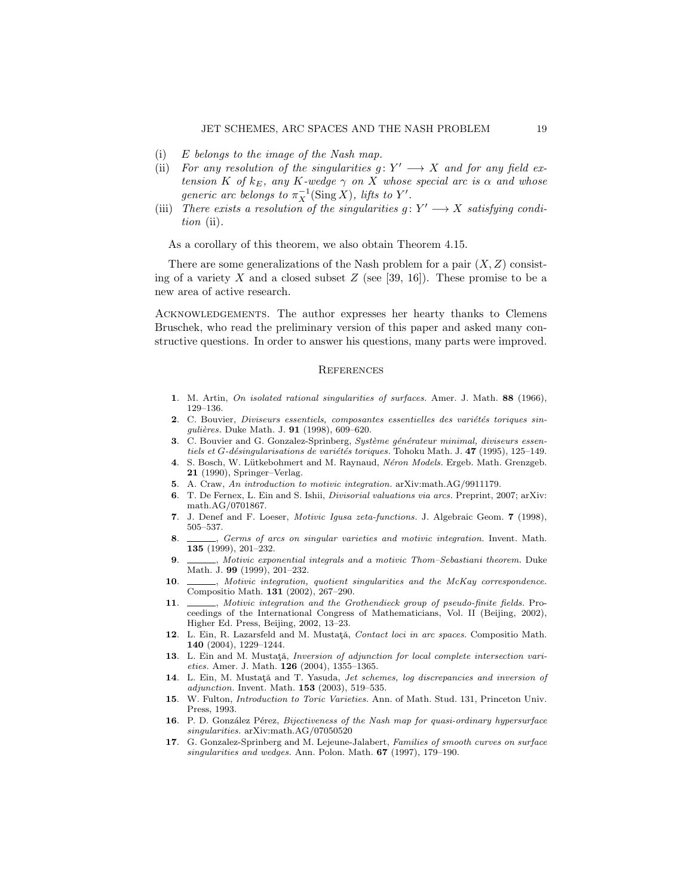(i) *$E$ belongs to the image of the Nash map.*

(ii) *For any resolution of the singularities $g\colon Y' \longrightarrow X$ and for any field extension $K$ of $k_E$, any $K$-wedge $\gamma$ on $X$ whose special arc is $\alpha$ and whose generic arc belongs to $\pi_X^{-1}(\operatorname{Sing} X)$, lifts to $Y'$.*

(iii) *There exists a resolution of the singularities $g\colon Y' \longrightarrow X$ satisfying condition* (ii).

As a corollary of this theorem, we also obtain Theorem 4.15.

There are some generalizations of the Nash problem for a pair $(X, Z)$ consisting of a variety $X$ and a closed subset $Z$ (see [39, 16]). These promise to be a new area of active research.

Acknowledgements. The author expresses her hearty thanks to Clemens Bruschek, who read the preliminary version of this paper and asked many constructive questions. In order to answer his questions, many parts were improved.

## References

**1**. M. Artin, *On isolated rational singularities of surfaces.* Amer. J. Math. **88** (1966), 129–136.

**2**. C. Bouvier, *Diviseurs essentiels, composantes essentielles des variétés toriques singulières.* Duke Math. J. **91** (1998), 609–620.

**3**. C. Bouvier and G. Gonzalez-Springberg, *Système générateur minimal, diviseurs essentiels et G-désingularisations de variétés toriques.* Tohoku Math. J. **47** (1995), 125–149.

**4**. S. Bosch, W. Lütkebohmert and M. Raynaud, *Néron Models.* Ergeb. Math. Grenzgeb. **21** (1990), Springer–Verlag.

**5**. A. Craw, *An introduction to motivic integration.* arXiv:math.AG/9911179.

**6**. T. De Fernex, L. Ein and S. Ishii, *Divisorial valuations via arcs.* Preprint, 2007; arXiv: math.AG/0701867.

**7**. J. Denef and F. Loeser, *Motivic Igusa zeta-functions.* J. Algebraic Geom. **7** (1998), 505–537.

**8**. ______, *Germs of arcs on singular varieties and motivic integration.* Invent. Math. **135** (1999), 201–232.

**9**. ______, *Motivic exponential integrals and a motivic Thom–Sebastiani theorem.* Duke Math. J. **99** (1999), 201–232.

**10**. ______, *Motivic integration, quotient singularities and the McKay correspondence.* Compositio Math. **131** (2002), 267–290.

**11**. ______, *Motivic integration and the Grothendieck group of pseudo-finite fields.* Proceedings of the International Congress of Mathematicians, Vol. II (Beijing, 2002), Higher Ed. Press, Beijing, 2002, 13–23.

**12**. L. Ein, R. Lazarsfeld and M. Mustaţă, *Contact loci in arc spaces.* Compositio Math. **140** (2004), 1229–1244.

**13**. L. Ein and M. Mustaţă, *Inversion of adjunction for local complete intersection varieties.* Amer. J. Math. **126** (2004), 1355–1365.

**14**. L. Ein, M. Mustaţă and T. Yasuda, *Jet schemes, log discrepancies and inversion of adjunction.* Invent. Math. **153** (2003), 519–535.

**15**. W. Fulton, *Introduction to Toric Varieties.* Ann. of Math. Stud. 131, Princeton Univ. Press, 1993.

**16**. P. D. González Pérez, *Bijectiveness of the Nash map for quasi-ordinary hypersurface singularities.* arXiv:math.AG/07050520

**17**. G. Gonzalez-Springberg and M. Lejeune-Jalabert, *Families of smooth curves on surface singularities and wedges.* Ann. Polon. Math. **67** (1997), 179–190.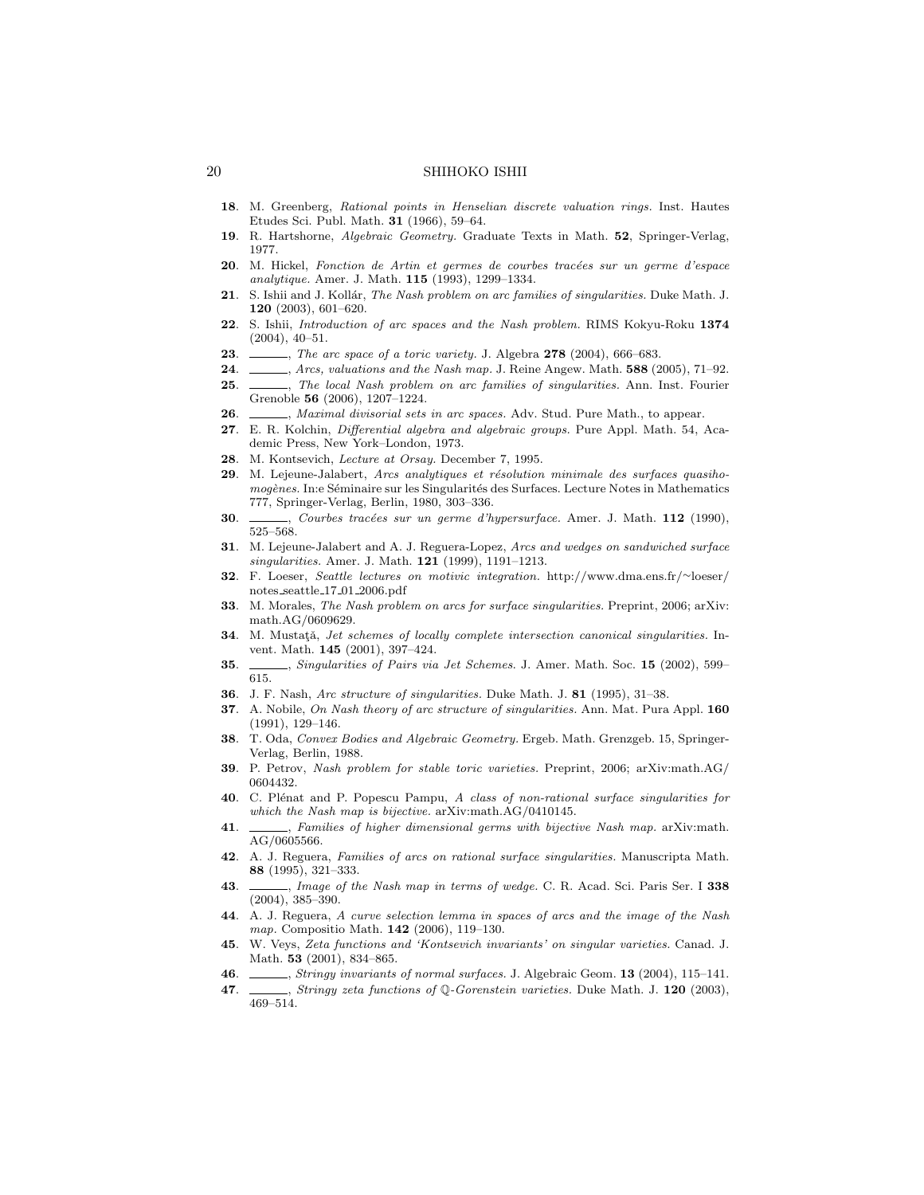**18**. M. Greenberg, *Rational points in Henselian discrete valuation rings.* Inst. Hautes Etudes Sci. Publ. Math. **31** (1966), 59–64.

**19**. R. Hartshorne, *Algebraic Geometry.* Graduate Texts in Math. **52**, Springer-Verlag, 1977.

**20**. M. Hickel, *Fonction de Artin et germes de courbes tracées sur un germe d'espace analytique.* Amer. J. Math. **115** (1993), 1299–1334.

**21**. S. Ishii and J. Kollár, *The Nash problem on arc families of singularities.* Duke Math. J. **120** (2003), 601–620.

**22**. S. Ishii, *Introduction of arc spaces and the Nash problem.* RIMS Kokyu-Roku **1374** (2004), 40–51.

**23**. ______, *The arc space of a toric variety.* J. Algebra **278** (2004), 666–683.

**24**. ______, *Arcs, valuations and the Nash map.* J. Reine Angew. Math. **588** (2005), 71–92.

**25**. ______, *The local Nash problem on arc families of singularities.* Ann. Inst. Fourier Grenoble **56** (2006), 1207–1224.

**26**. ______, *Maximal divisorial sets in arc spaces.* Adv. Stud. Pure Math., to appear.

**27**. E. R. Kolchin, *Differential algebra and algebraic groups.* Pure Appl. Math. 54, Academic Press, New York–London, 1973.

**28**. M. Kontsevich, *Lecture at Orsay.* December 7, 1995.

**29**. M. Lejeune-Jalabert, *Arcs analytiques et résolution minimale des surfaces quasihomogènes.* In:e Séminaire sur les Singularités des Surfaces. Lecture Notes in Mathematics 777, Springer-Verlag, Berlin, 1980, 303–336.

**30**. ______, *Courbes tracées sur un germe d'hypersurface.* Amer. J. Math. **112** (1990), 525–568.

**31**. M. Lejeune-Jalabert and A. J. Reguera-Lopez, *Arcs and wedges on sandwiched surface singularities.* Amer. J. Math. **121** (1999), 1191–1213.

**32**. F. Loeser, *Seattle lectures on motivic integration.* http://www.dma.ens.fr/~loeser/notes_seattle_17_01_2006.pdf

**33**. M. Morales, *The Nash problem on arcs for surface singularities.* Preprint, 2006; arXiv: math.AG/0609629.

**34**. M. Mustaţă, *Jet schemes of locally complete intersection canonical singularities.* Invent. Math. **145** (2001), 397–424.

**35**. ______, *Singularities of Pairs via Jet Schemes.* J. Amer. Math. Soc. **15** (2002), 599–615.

**36**. J. F. Nash, *Arc structure of singularities.* Duke Math. J. **81** (1995), 31–38.

**37**. A. Nobile, *On Nash theory of arc structure of singularities.* Ann. Mat. Pura Appl. **160** (1991), 129–146.

**38**. T. Oda, *Convex Bodies and Algebraic Geometry.* Ergeb. Math. Grenzgeb. 15, Springer-Verlag, Berlin, 1988.

**39**. P. Petrov, *Nash problem for stable toric varieties.* Preprint, 2006; arXiv:math.AG/0604432.

**40**. C. Plénat and P. Popescu Pampu, *A class of non-rational surface singularities for which the Nash map is bijective.* arXiv:math.AG/0410145.

**41**. ______, *Families of higher dimensional germs with bijective Nash map.* arXiv:math.AG/0605566.

**42**. A. J. Reguera, *Families of arcs on rational surface singularities.* Manuscripta Math. **88** (1995), 321–333.

**43**. ______, *Image of the Nash map in terms of wedge.* C. R. Acad. Sci. Paris Ser. I **338** (2004), 385–390.

**44**. A. J. Reguera, *A curve selection lemma in spaces of arcs and the image of the Nash map.* Compositio Math. **142** (2006), 119–130.

**45**. W. Veys, *Zeta functions and 'Kontsevich invariants' on singular varieties.* Canad. J. Math. **53** (2001), 834–865.

**46**. ______, *Stringy invariants of normal surfaces.* J. Algebraic Geom. **13** (2004), 115–141.

**47**. ______, *Stringy zeta functions of $\mathbb{Q}$-Gorenstein varieties.* Duke Math. J. **120** (2003), 469–514.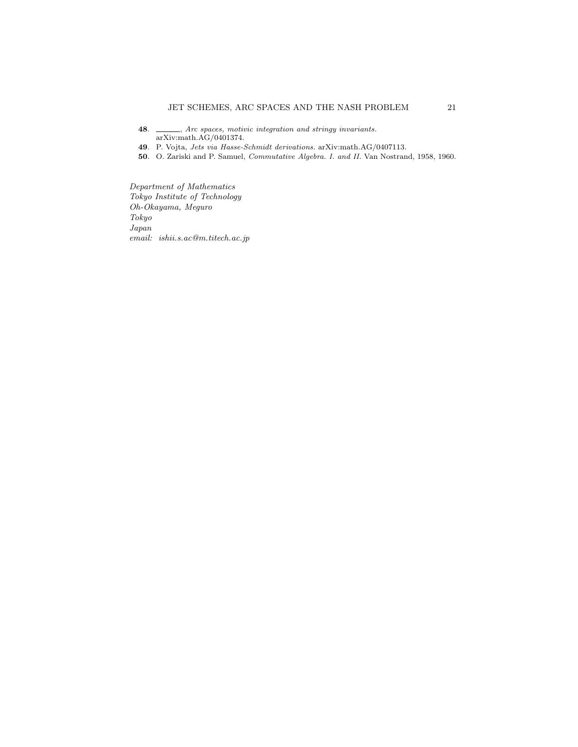**48**. ______, *Arc spaces, motivic integration and stringy invariants.* arXiv:math.AG/0401374.

**49**. P. Vojta, *Jets via Hasse-Schmidt derivations.* arXiv:math.AG/0407113.

**50**. O. Zariski and P. Samuel, *Commutative Algebra. I. and II.* Van Nostrand, 1958, 1960.

*Department of Mathematics*
*Tokyo Institute of Technology*
*Oh-Okayama, Meguro*
*Tokyo*
*Japan*
*email: ishii.s.ac@m.titech.ac.jp*